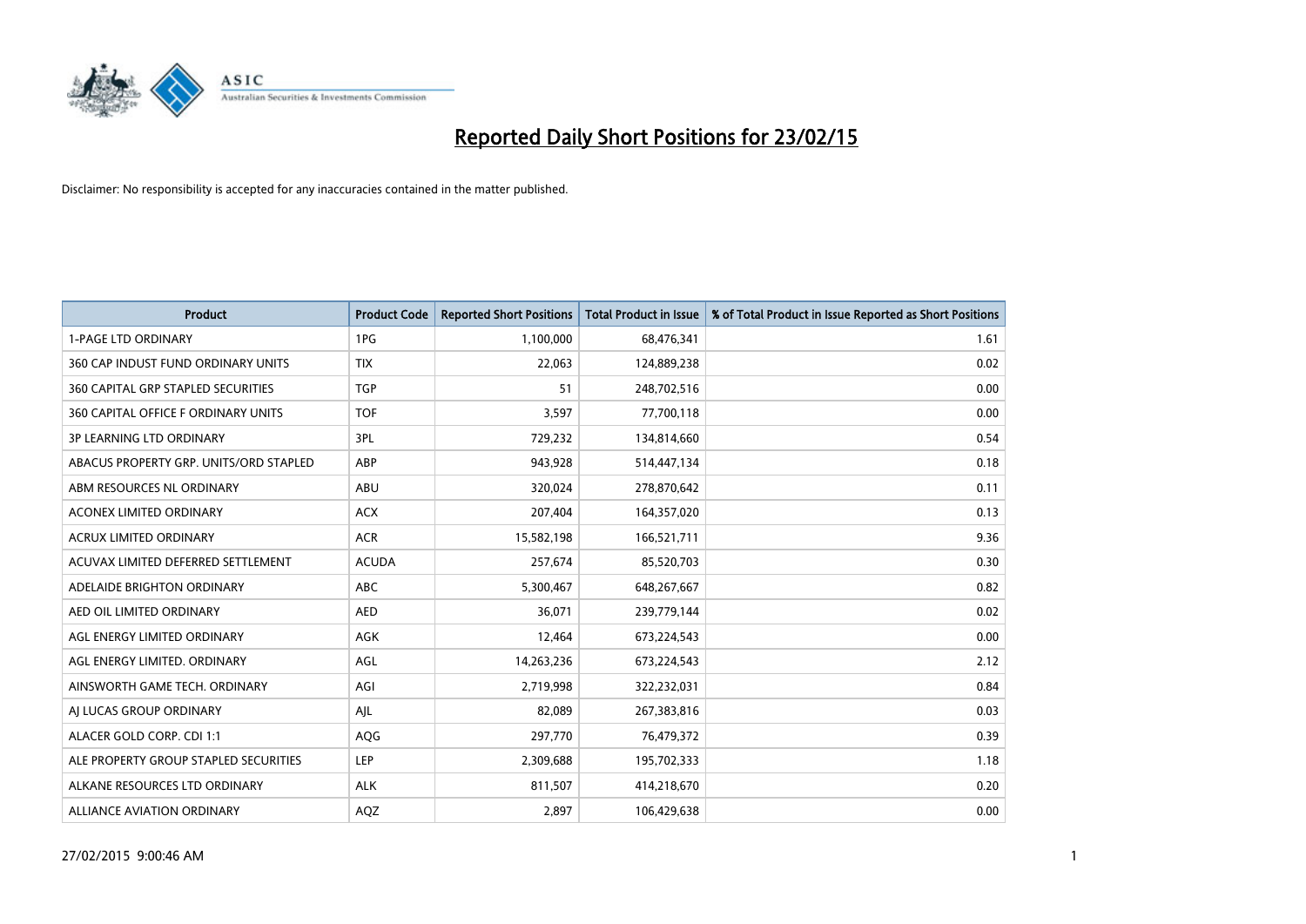# Reported Daily Short Positions for 23/02/15

Disclaimer: No responsibility is accepted for any inaccuracies contained in the matter published.

| Product | Product Code | Reported Short Positions | Total Product in Issue | % of Total Product in Issue Reported as Short Positions |
| --- | --- | --- | --- | --- |
| 1-PAGE LTD ORDINARY | 1PG | 1,100,000 | 68,476,341 | 1.61 |
| 360 CAP INDUST FUND ORDINARY UNITS | TIX | 22,063 | 124,889,238 | 0.02 |
| 360 CAPITAL GRP STAPLED SECURITIES | TGP | 51 | 248,702,516 | 0.00 |
| 360 CAPITAL OFFICE F ORDINARY UNITS | TOF | 3,597 | 77,700,118 | 0.00 |
| 3P LEARNING LTD ORDINARY | 3PL | 729,232 | 134,814,660 | 0.54 |
| ABACUS PROPERTY GRP. UNITS/ORD STAPLED | ABP | 943,928 | 514,447,134 | 0.18 |
| ABM RESOURCES NL ORDINARY | ABU | 320,024 | 278,870,642 | 0.11 |
| ACONEX LIMITED ORDINARY | ACX | 207,404 | 164,357,020 | 0.13 |
| ACRUX LIMITED ORDINARY | ACR | 15,582,198 | 166,521,711 | 9.36 |
| ACUVAX LIMITED DEFERRED SETTLEMENT | ACUDA | 257,674 | 85,520,703 | 0.30 |
| ADELAIDE BRIGHTON ORDINARY | ABC | 5,300,467 | 648,267,667 | 0.82 |
| AED OIL LIMITED ORDINARY | AED | 36,071 | 239,779,144 | 0.02 |
| AGL ENERGY LIMITED ORDINARY | AGK | 12,464 | 673,224,543 | 0.00 |
| AGL ENERGY LIMITED. ORDINARY | AGL | 14,263,236 | 673,224,543 | 2.12 |
| AINSWORTH GAME TECH. ORDINARY | AGI | 2,719,998 | 322,232,031 | 0.84 |
| AJ LUCAS GROUP ORDINARY | AJL | 82,089 | 267,383,816 | 0.03 |
| ALACER GOLD CORP. CDI 1:1 | AQG | 297,770 | 76,479,372 | 0.39 |
| ALE PROPERTY GROUP STAPLED SECURITIES | LEP | 2,309,688 | 195,702,333 | 1.18 |
| ALKANE RESOURCES LTD ORDINARY | ALK | 811,507 | 414,218,670 | 0.20 |
| ALLIANCE AVIATION ORDINARY | AQZ | 2,897 | 106,429,638 | 0.00 |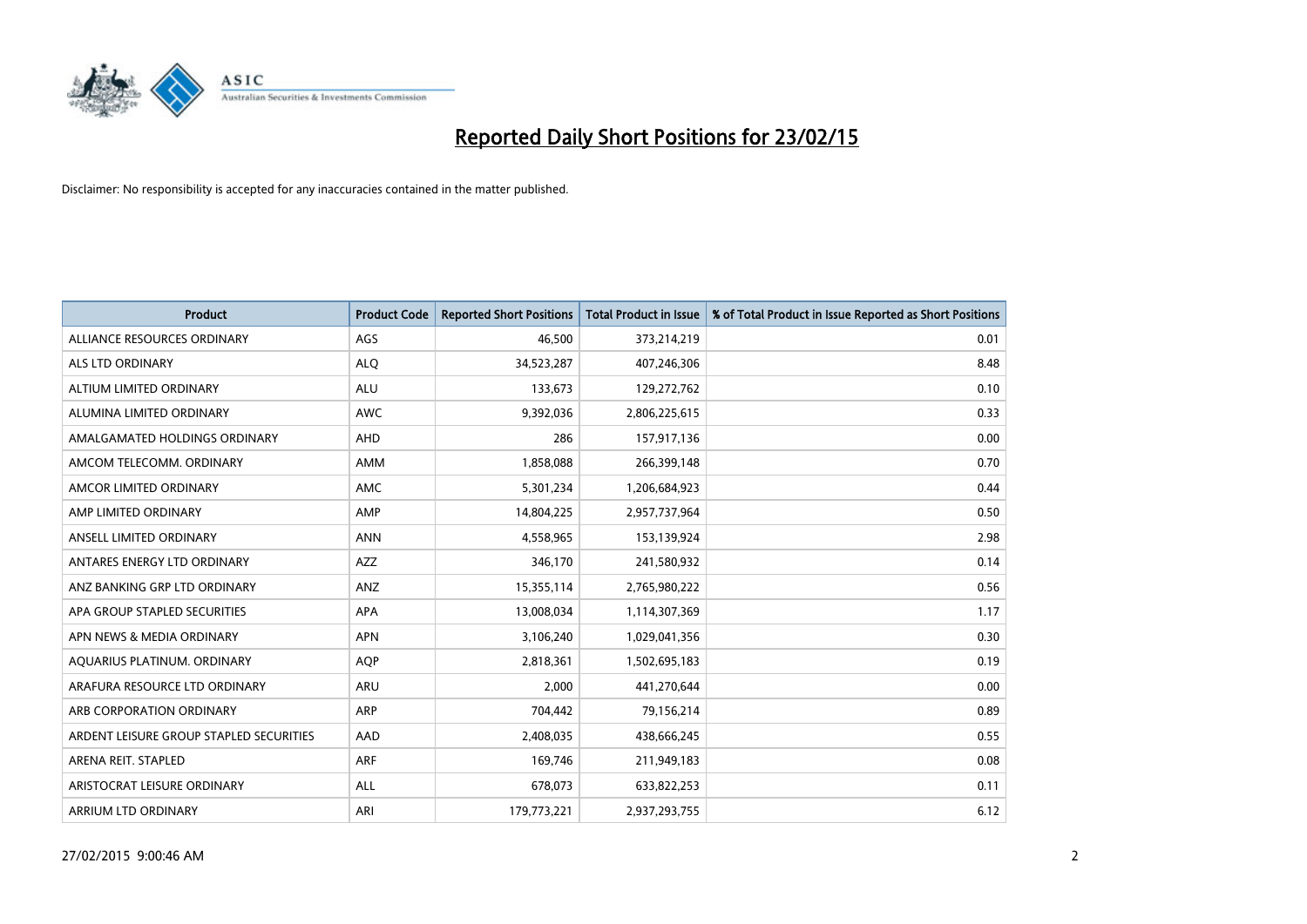# Reported Daily Short Positions for 23/02/15

Disclaimer: No responsibility is accepted for any inaccuracies contained in the matter published.

| Product | Product Code | Reported Short Positions | Total Product in Issue | % of Total Product in Issue Reported as Short Positions |
|---|---|---|---|---|
| ALLIANCE RESOURCES ORDINARY | AGS | 46,500 | 373,214,219 | 0.01 |
| ALS LTD ORDINARY | ALQ | 34,523,287 | 407,246,306 | 8.48 |
| ALTIUM LIMITED ORDINARY | ALU | 133,673 | 129,272,762 | 0.10 |
| ALUMINA LIMITED ORDINARY | AWC | 9,392,036 | 2,806,225,615 | 0.33 |
| AMALGAMATED HOLDINGS ORDINARY | AHD | 286 | 157,917,136 | 0.00 |
| AMCOM TELECOMM. ORDINARY | AMM | 1,858,088 | 266,399,148 | 0.70 |
| AMCOR LIMITED ORDINARY | AMC | 5,301,234 | 1,206,684,923 | 0.44 |
| AMP LIMITED ORDINARY | AMP | 14,804,225 | 2,957,737,964 | 0.50 |
| ANSELL LIMITED ORDINARY | ANN | 4,558,965 | 153,139,924 | 2.98 |
| ANTARES ENERGY LTD ORDINARY | AZZ | 346,170 | 241,580,932 | 0.14 |
| ANZ BANKING GRP LTD ORDINARY | ANZ | 15,355,114 | 2,765,980,222 | 0.56 |
| APA GROUP STAPLED SECURITIES | APA | 13,008,034 | 1,114,307,369 | 1.17 |
| APN NEWS & MEDIA ORDINARY | APN | 3,106,240 | 1,029,041,356 | 0.30 |
| AQUARIUS PLATINUM. ORDINARY | AQP | 2,818,361 | 1,502,695,183 | 0.19 |
| ARAFURA RESOURCE LTD ORDINARY | ARU | 2,000 | 441,270,644 | 0.00 |
| ARB CORPORATION ORDINARY | ARP | 704,442 | 79,156,214 | 0.89 |
| ARDENT LEISURE GROUP STAPLED SECURITIES | AAD | 2,408,035 | 438,666,245 | 0.55 |
| ARENA REIT. STAPLED | ARF | 169,746 | 211,949,183 | 0.08 |
| ARISTOCRAT LEISURE ORDINARY | ALL | 678,073 | 633,822,253 | 0.11 |
| ARRIUM LTD ORDINARY | ARI | 179,773,221 | 2,937,293,755 | 6.12 |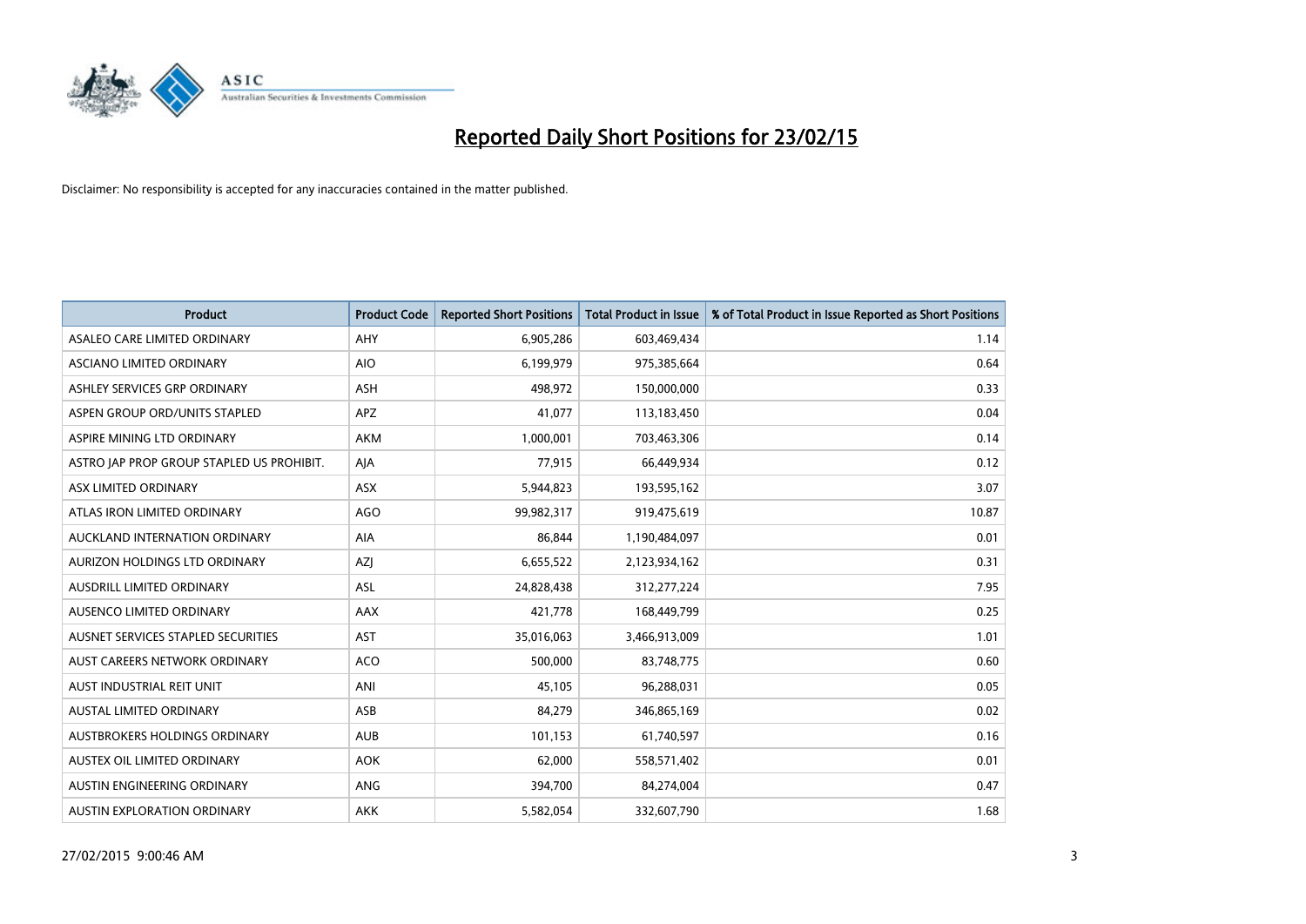# Reported Daily Short Positions for 23/02/15

Disclaimer: No responsibility is accepted for any inaccuracies contained in the matter published.

| Product | Product Code | Reported Short Positions | Total Product in Issue | % of Total Product in Issue Reported as Short Positions |
|---|---|---|---|---|
| ASALEO CARE LIMITED ORDINARY | AHY | 6,905,286 | 603,469,434 | 1.14 |
| ASCIANO LIMITED ORDINARY | AIO | 6,199,979 | 975,385,664 | 0.64 |
| ASHLEY SERVICES GRP ORDINARY | ASH | 498,972 | 150,000,000 | 0.33 |
| ASPEN GROUP ORD/UNITS STAPLED | APZ | 41,077 | 113,183,450 | 0.04 |
| ASPIRE MINING LTD ORDINARY | AKM | 1,000,001 | 703,463,306 | 0.14 |
| ASTRO JAP PROP GROUP STAPLED US PROHIBIT. | AJA | 77,915 | 66,449,934 | 0.12 |
| ASX LIMITED ORDINARY | ASX | 5,944,823 | 193,595,162 | 3.07 |
| ATLAS IRON LIMITED ORDINARY | AGO | 99,982,317 | 919,475,619 | 10.87 |
| AUCKLAND INTERNATION ORDINARY | AIA | 86,844 | 1,190,484,097 | 0.01 |
| AURIZON HOLDINGS LTD ORDINARY | AZJ | 6,655,522 | 2,123,934,162 | 0.31 |
| AUSDRILL LIMITED ORDINARY | ASL | 24,828,438 | 312,277,224 | 7.95 |
| AUSENCO LIMITED ORDINARY | AAX | 421,778 | 168,449,799 | 0.25 |
| AUSNET SERVICES STAPLED SECURITIES | AST | 35,016,063 | 3,466,913,009 | 1.01 |
| AUST CAREERS NETWORK ORDINARY | ACO | 500,000 | 83,748,775 | 0.60 |
| AUST INDUSTRIAL REIT UNIT | ANI | 45,105 | 96,288,031 | 0.05 |
| AUSTAL LIMITED ORDINARY | ASB | 84,279 | 346,865,169 | 0.02 |
| AUSTBROKERS HOLDINGS ORDINARY | AUB | 101,153 | 61,740,597 | 0.16 |
| AUSTEX OIL LIMITED ORDINARY | AOK | 62,000 | 558,571,402 | 0.01 |
| AUSTIN ENGINEERING ORDINARY | ANG | 394,700 | 84,274,004 | 0.47 |
| AUSTIN EXPLORATION ORDINARY | AKK | 5,582,054 | 332,607,790 | 1.68 |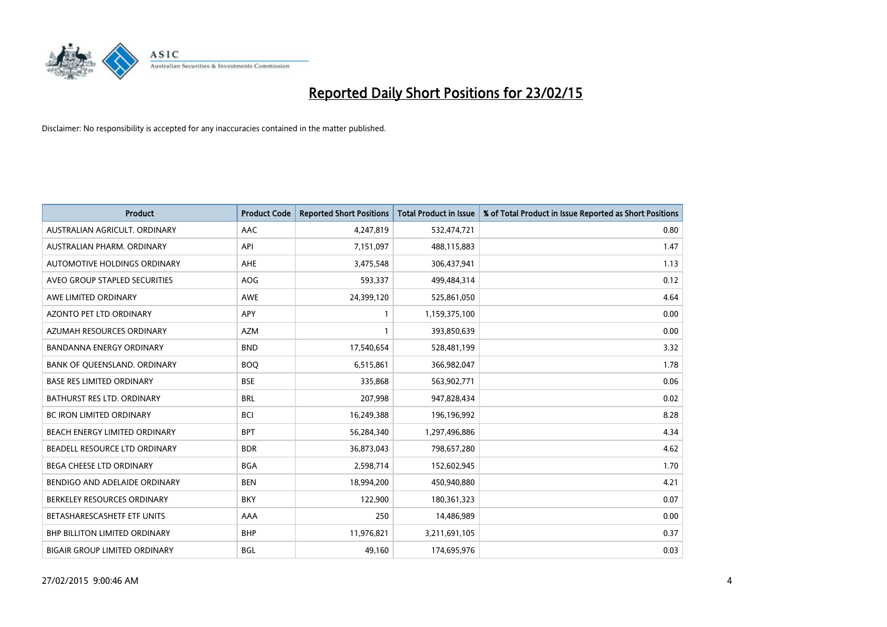# Reported Daily Short Positions for 23/02/15

Disclaimer: No responsibility is accepted for any inaccuracies contained in the matter published.

| Product | Product Code | Reported Short Positions | Total Product in Issue | % of Total Product in Issue Reported as Short Positions |
| --- | --- | --- | --- | --- |
| AUSTRALIAN AGRICULT. ORDINARY | AAC | 4,247,819 | 532,474,721 | 0.80 |
| AUSTRALIAN PHARM. ORDINARY | API | 7,151,097 | 488,115,883 | 1.47 |
| AUTOMOTIVE HOLDINGS ORDINARY | AHE | 3,475,548 | 306,437,941 | 1.13 |
| AVEO GROUP STAPLED SECURITIES | AOG | 593,337 | 499,484,314 | 0.12 |
| AWE LIMITED ORDINARY | AWE | 24,399,120 | 525,861,050 | 4.64 |
| AZONTO PET LTD ORDINARY | APY | 1 | 1,159,375,100 | 0.00 |
| AZUMAH RESOURCES ORDINARY | AZM | 1 | 393,850,639 | 0.00 |
| BANDANNA ENERGY ORDINARY | BND | 17,540,654 | 528,481,199 | 3.32 |
| BANK OF QUEENSLAND. ORDINARY | BOQ | 6,515,861 | 366,982,047 | 1.78 |
| BASE RES LIMITED ORDINARY | BSE | 335,868 | 563,902,771 | 0.06 |
| BATHURST RES LTD. ORDINARY | BRL | 207,998 | 947,828,434 | 0.02 |
| BC IRON LIMITED ORDINARY | BCI | 16,249,388 | 196,196,992 | 8.28 |
| BEACH ENERGY LIMITED ORDINARY | BPT | 56,284,340 | 1,297,496,886 | 4.34 |
| BEADELL RESOURCE LTD ORDINARY | BDR | 36,873,043 | 798,657,280 | 4.62 |
| BEGA CHEESE LTD ORDINARY | BGA | 2,598,714 | 152,602,945 | 1.70 |
| BENDIGO AND ADELAIDE ORDINARY | BEN | 18,994,200 | 450,940,880 | 4.21 |
| BERKELEY RESOURCES ORDINARY | BKY | 122,900 | 180,361,323 | 0.07 |
| BETASHARESCASHETF ETF UNITS | AAA | 250 | 14,486,989 | 0.00 |
| BHP BILLITON LIMITED ORDINARY | BHP | 11,976,821 | 3,211,691,105 | 0.37 |
| BIGAIR GROUP LIMITED ORDINARY | BGL | 49,160 | 174,695,976 | 0.03 |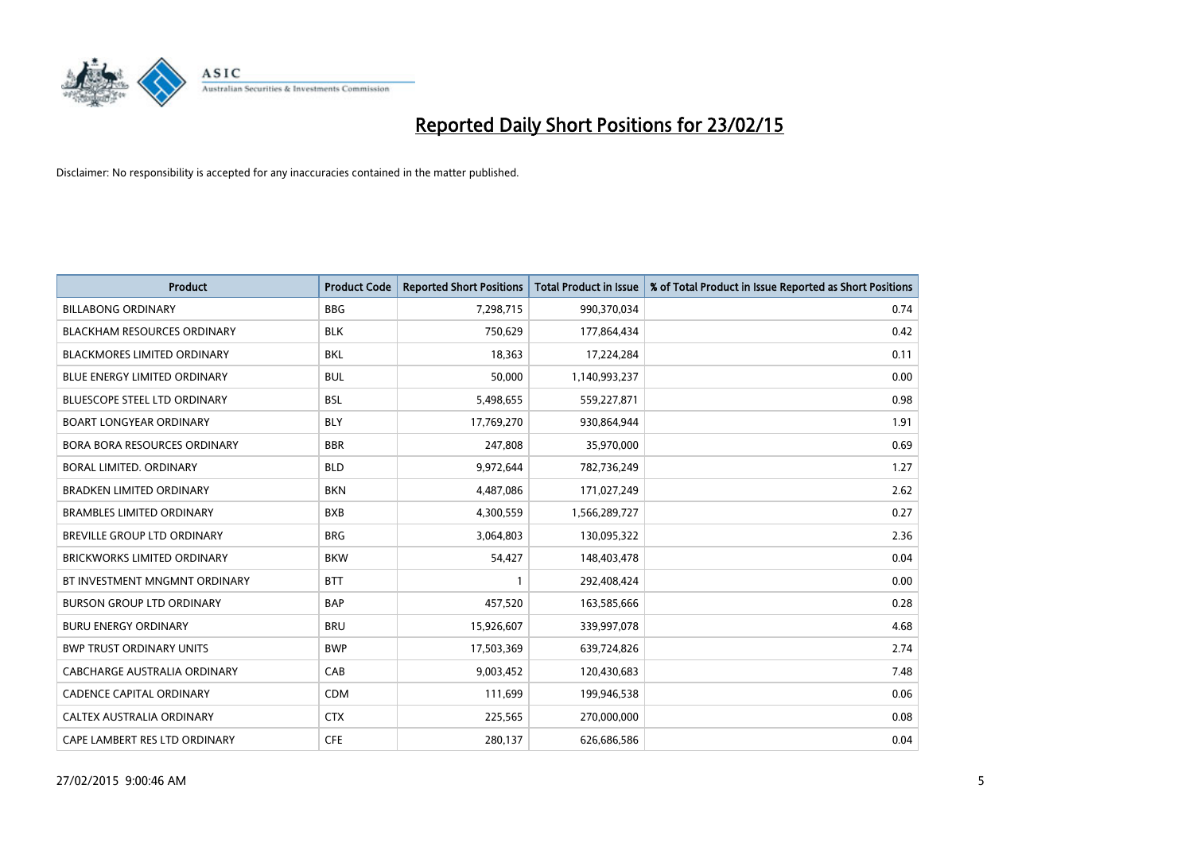# Reported Daily Short Positions for 23/02/15

Disclaimer: No responsibility is accepted for any inaccuracies contained in the matter published.

| Product | Product Code | Reported Short Positions | Total Product in Issue | % of Total Product in Issue Reported as Short Positions |
|---|---|---|---|---|
| BILLABONG ORDINARY | BBG | 7,298,715 | 990,370,034 | 0.74 |
| BLACKHAM RESOURCES ORDINARY | BLK | 750,629 | 177,864,434 | 0.42 |
| BLACKMORES LIMITED ORDINARY | BKL | 18,363 | 17,224,284 | 0.11 |
| BLUE ENERGY LIMITED ORDINARY | BUL | 50,000 | 1,140,993,237 | 0.00 |
| BLUESCOPE STEEL LTD ORDINARY | BSL | 5,498,655 | 559,227,871 | 0.98 |
| BOART LONGYEAR ORDINARY | BLY | 17,769,270 | 930,864,944 | 1.91 |
| BORA BORA RESOURCES ORDINARY | BBR | 247,808 | 35,970,000 | 0.69 |
| BORAL LIMITED. ORDINARY | BLD | 9,972,644 | 782,736,249 | 1.27 |
| BRADKEN LIMITED ORDINARY | BKN | 4,487,086 | 171,027,249 | 2.62 |
| BRAMBLES LIMITED ORDINARY | BXB | 4,300,559 | 1,566,289,727 | 0.27 |
| BREVILLE GROUP LTD ORDINARY | BRG | 3,064,803 | 130,095,322 | 2.36 |
| BRICKWORKS LIMITED ORDINARY | BKW | 54,427 | 148,403,478 | 0.04 |
| BT INVESTMENT MNGMNT ORDINARY | BTT | 1 | 292,408,424 | 0.00 |
| BURSON GROUP LTD ORDINARY | BAP | 457,520 | 163,585,666 | 0.28 |
| BURU ENERGY ORDINARY | BRU | 15,926,607 | 339,997,078 | 4.68 |
| BWP TRUST ORDINARY UNITS | BWP | 17,503,369 | 639,724,826 | 2.74 |
| CABCHARGE AUSTRALIA ORDINARY | CAB | 9,003,452 | 120,430,683 | 7.48 |
| CADENCE CAPITAL ORDINARY | CDM | 111,699 | 199,946,538 | 0.06 |
| CALTEX AUSTRALIA ORDINARY | CTX | 225,565 | 270,000,000 | 0.08 |
| CAPE LAMBERT RES LTD ORDINARY | CFE | 280,137 | 626,686,586 | 0.04 |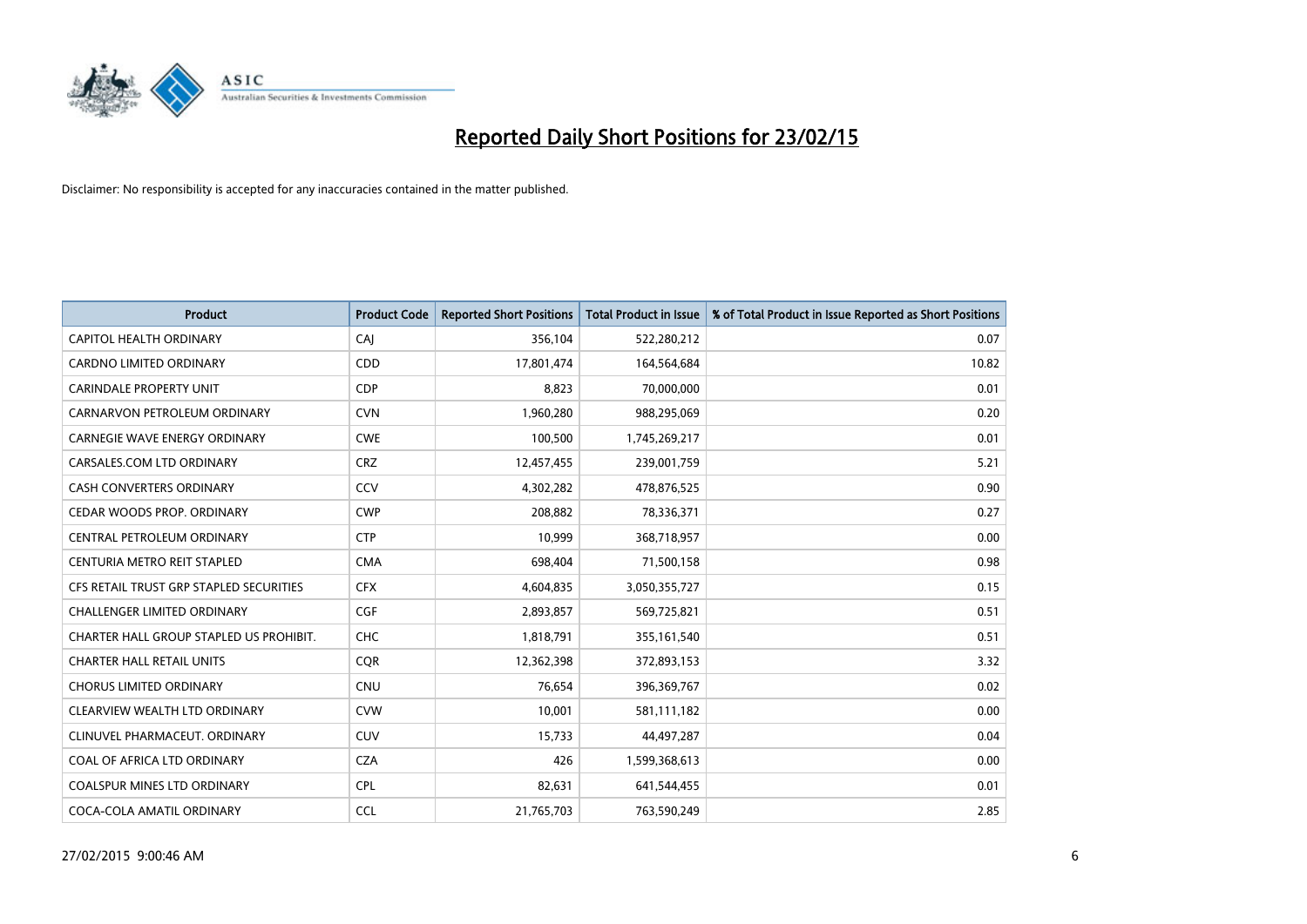# Reported Daily Short Positions for 23/02/15

Disclaimer: No responsibility is accepted for any inaccuracies contained in the matter published.

| Product | Product Code | Reported Short Positions | Total Product in Issue | % of Total Product in Issue Reported as Short Positions |
|---|---|---|---|---|
| CAPITOL HEALTH ORDINARY | CAJ | 356,104 | 522,280,212 | 0.07 |
| CARDNO LIMITED ORDINARY | CDD | 17,801,474 | 164,564,684 | 10.82 |
| CARINDALE PROPERTY UNIT | CDP | 8,823 | 70,000,000 | 0.01 |
| CARNARVON PETROLEUM ORDINARY | CVN | 1,960,280 | 988,295,069 | 0.20 |
| CARNEGIE WAVE ENERGY ORDINARY | CWE | 100,500 | 1,745,269,217 | 0.01 |
| CARSALES.COM LTD ORDINARY | CRZ | 12,457,455 | 239,001,759 | 5.21 |
| CASH CONVERTERS ORDINARY | CCV | 4,302,282 | 478,876,525 | 0.90 |
| CEDAR WOODS PROP. ORDINARY | CWP | 208,882 | 78,336,371 | 0.27 |
| CENTRAL PETROLEUM ORDINARY | CTP | 10,999 | 368,718,957 | 0.00 |
| CENTURIA METRO REIT STAPLED | CMA | 698,404 | 71,500,158 | 0.98 |
| CFS RETAIL TRUST GRP STAPLED SECURITIES | CFX | 4,604,835 | 3,050,355,727 | 0.15 |
| CHALLENGER LIMITED ORDINARY | CGF | 2,893,857 | 569,725,821 | 0.51 |
| CHARTER HALL GROUP STAPLED US PROHIBIT. | CHC | 1,818,791 | 355,161,540 | 0.51 |
| CHARTER HALL RETAIL UNITS | CQR | 12,362,398 | 372,893,153 | 3.32 |
| CHORUS LIMITED ORDINARY | CNU | 76,654 | 396,369,767 | 0.02 |
| CLEARVIEW WEALTH LTD ORDINARY | CVW | 10,001 | 581,111,182 | 0.00 |
| CLINUVEL PHARMACEUT. ORDINARY | CUV | 15,733 | 44,497,287 | 0.04 |
| COAL OF AFRICA LTD ORDINARY | CZA | 426 | 1,599,368,613 | 0.00 |
| COALSPUR MINES LTD ORDINARY | CPL | 82,631 | 641,544,455 | 0.01 |
| COCA-COLA AMATIL ORDINARY | CCL | 21,765,703 | 763,590,249 | 2.85 |

27/02/2015 9:00:46 AM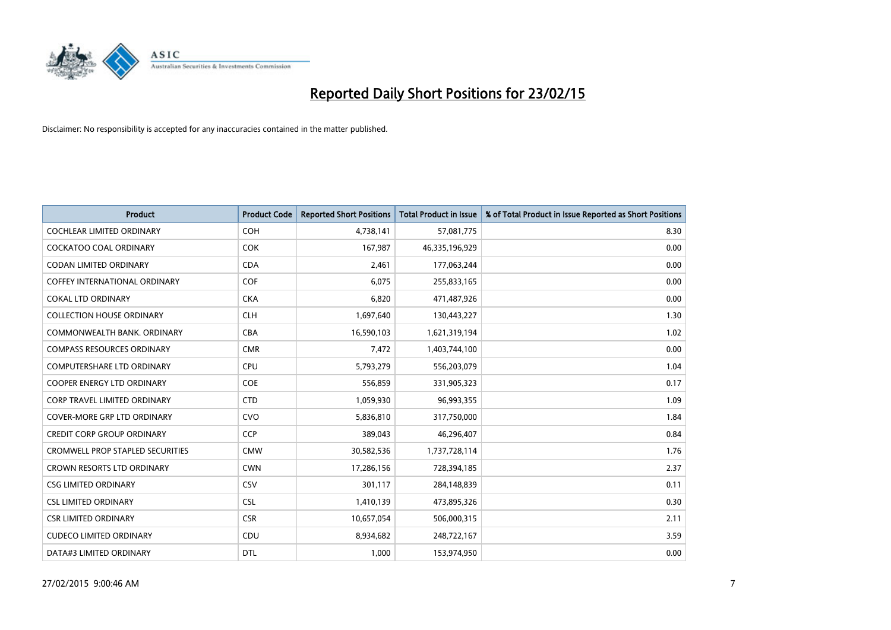# Reported Daily Short Positions for 23/02/15

Disclaimer: No responsibility is accepted for any inaccuracies contained in the matter published.

| Product | Product Code | Reported Short Positions | Total Product in Issue | % of Total Product in Issue Reported as Short Positions |
|---|---|---|---|---|
| COCHLEAR LIMITED ORDINARY | COH | 4,738,141 | 57,081,775 | 8.30 |
| COCKATOO COAL ORDINARY | COK | 167,987 | 46,335,196,929 | 0.00 |
| CODAN LIMITED ORDINARY | CDA | 2,461 | 177,063,244 | 0.00 |
| COFFEY INTERNATIONAL ORDINARY | COF | 6,075 | 255,833,165 | 0.00 |
| COKAL LTD ORDINARY | CKA | 6,820 | 471,487,926 | 0.00 |
| COLLECTION HOUSE ORDINARY | CLH | 1,697,640 | 130,443,227 | 1.30 |
| COMMONWEALTH BANK. ORDINARY | CBA | 16,590,103 | 1,621,319,194 | 1.02 |
| COMPASS RESOURCES ORDINARY | CMR | 7,472 | 1,403,744,100 | 0.00 |
| COMPUTERSHARE LTD ORDINARY | CPU | 5,793,279 | 556,203,079 | 1.04 |
| COOPER ENERGY LTD ORDINARY | COE | 556,859 | 331,905,323 | 0.17 |
| CORP TRAVEL LIMITED ORDINARY | CTD | 1,059,930 | 96,993,355 | 1.09 |
| COVER-MORE GRP LTD ORDINARY | CVO | 5,836,810 | 317,750,000 | 1.84 |
| CREDIT CORP GROUP ORDINARY | CCP | 389,043 | 46,296,407 | 0.84 |
| CROMWELL PROP STAPLED SECURITIES | CMW | 30,582,536 | 1,737,728,114 | 1.76 |
| CROWN RESORTS LTD ORDINARY | CWN | 17,286,156 | 728,394,185 | 2.37 |
| CSG LIMITED ORDINARY | CSV | 301,117 | 284,148,839 | 0.11 |
| CSL LIMITED ORDINARY | CSL | 1,410,139 | 473,895,326 | 0.30 |
| CSR LIMITED ORDINARY | CSR | 10,657,054 | 506,000,315 | 2.11 |
| CUDECO LIMITED ORDINARY | CDU | 8,934,682 | 248,722,167 | 3.59 |
| DATA#3 LIMITED ORDINARY | DTL | 1,000 | 153,974,950 | 0.00 |

27/02/2015 9:00:46 AM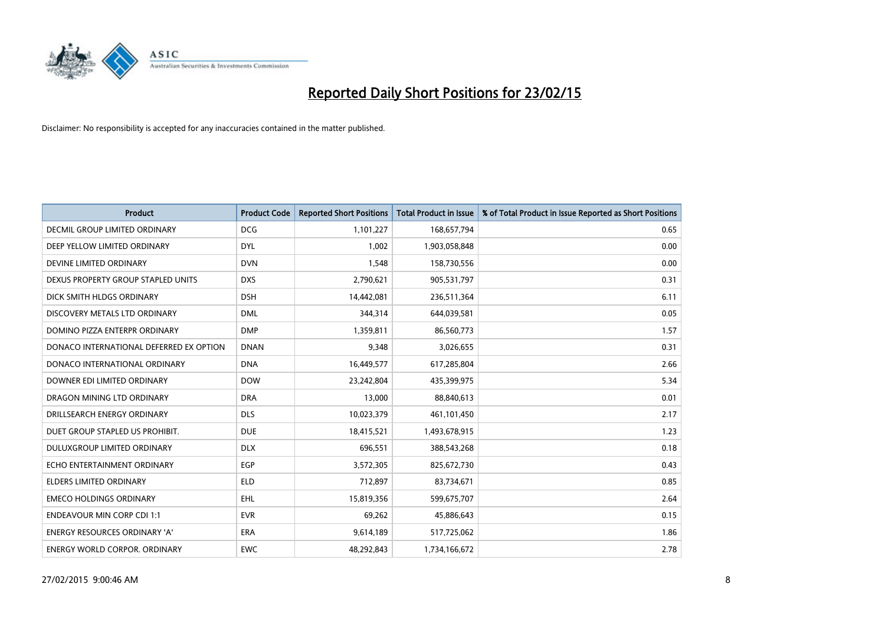# Reported Daily Short Positions for 23/02/15

Disclaimer: No responsibility is accepted for any inaccuracies contained in the matter published.

| Product | Product Code | Reported Short Positions | Total Product in Issue | % of Total Product in Issue Reported as Short Positions |
| --- | --- | --- | --- | --- |
| DECMIL GROUP LIMITED ORDINARY | DCG | 1,101,227 | 168,657,794 | 0.65 |
| DEEP YELLOW LIMITED ORDINARY | DYL | 1,002 | 1,903,058,848 | 0.00 |
| DEVINE LIMITED ORDINARY | DVN | 1,548 | 158,730,556 | 0.00 |
| DEXUS PROPERTY GROUP STAPLED UNITS | DXS | 2,790,621 | 905,531,797 | 0.31 |
| DICK SMITH HLDGS ORDINARY | DSH | 14,442,081 | 236,511,364 | 6.11 |
| DISCOVERY METALS LTD ORDINARY | DML | 344,314 | 644,039,581 | 0.05 |
| DOMINO PIZZA ENTERPR ORDINARY | DMP | 1,359,811 | 86,560,773 | 1.57 |
| DONACO INTERNATIONAL DEFERRED EX OPTION | DNAN | 9,348 | 3,026,655 | 0.31 |
| DONACO INTERNATIONAL ORDINARY | DNA | 16,449,577 | 617,285,804 | 2.66 |
| DOWNER EDI LIMITED ORDINARY | DOW | 23,242,804 | 435,399,975 | 5.34 |
| DRAGON MINING LTD ORDINARY | DRA | 13,000 | 88,840,613 | 0.01 |
| DRILLSEARCH ENERGY ORDINARY | DLS | 10,023,379 | 461,101,450 | 2.17 |
| DUET GROUP STAPLED US PROHIBIT. | DUE | 18,415,521 | 1,493,678,915 | 1.23 |
| DULUXGROUP LIMITED ORDINARY | DLX | 696,551 | 388,543,268 | 0.18 |
| ECHO ENTERTAINMENT ORDINARY | EGP | 3,572,305 | 825,672,730 | 0.43 |
| ELDERS LIMITED ORDINARY | ELD | 712,897 | 83,734,671 | 0.85 |
| EMECO HOLDINGS ORDINARY | EHL | 15,819,356 | 599,675,707 | 2.64 |
| ENDEAVOUR MIN CORP CDI 1:1 | EVR | 69,262 | 45,886,643 | 0.15 |
| ENERGY RESOURCES ORDINARY 'A' | ERA | 9,614,189 | 517,725,062 | 1.86 |
| ENERGY WORLD CORPOR. ORDINARY | EWC | 48,292,843 | 1,734,166,672 | 2.78 |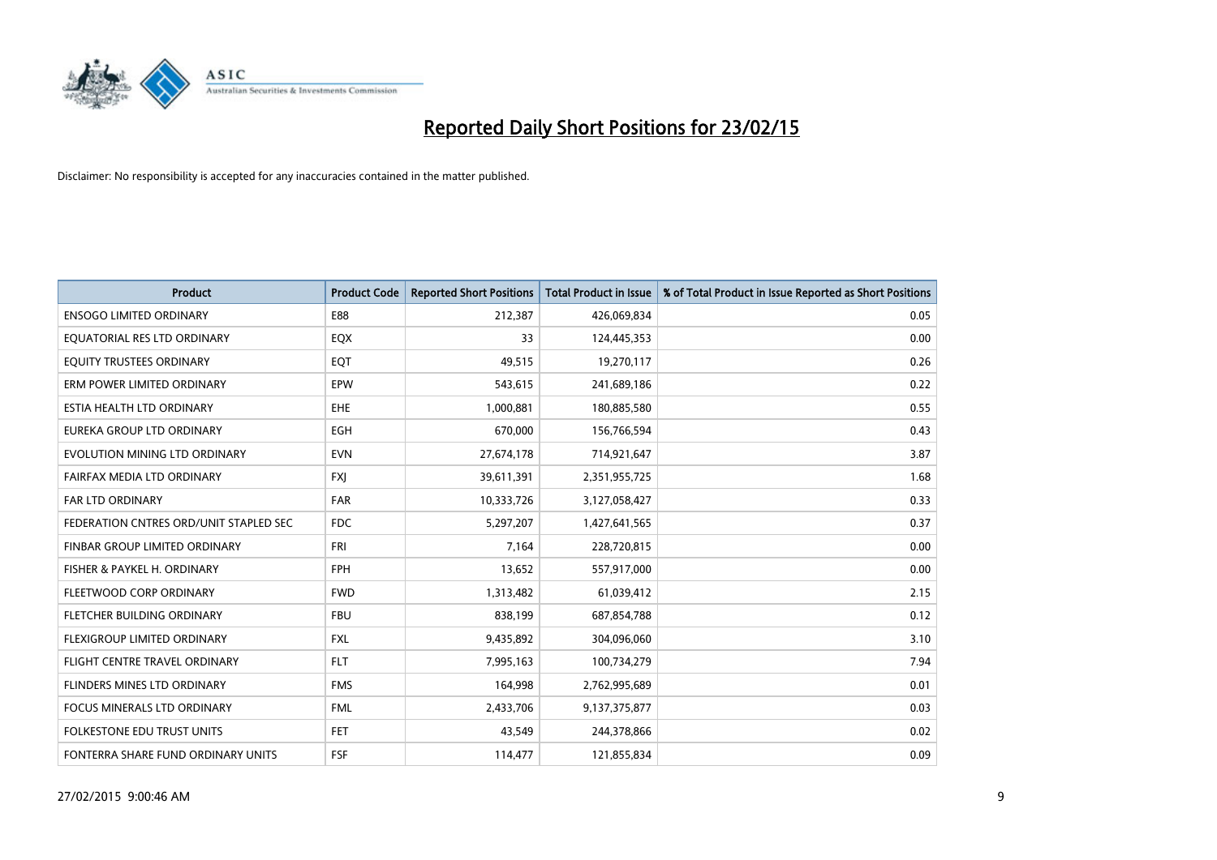# Reported Daily Short Positions for 23/02/15

Disclaimer: No responsibility is accepted for any inaccuracies contained in the matter published.

| Product | Product Code | Reported Short Positions | Total Product in Issue | % of Total Product in Issue Reported as Short Positions |
|---|---|---|---|---|
| ENSOGO LIMITED ORDINARY | E88 | 212,387 | 426,069,834 | 0.05 |
| EQUATORIAL RES LTD ORDINARY | EQX | 33 | 124,445,353 | 0.00 |
| EQUITY TRUSTEES ORDINARY | EQT | 49,515 | 19,270,117 | 0.26 |
| ERM POWER LIMITED ORDINARY | EPW | 543,615 | 241,689,186 | 0.22 |
| ESTIA HEALTH LTD ORDINARY | EHE | 1,000,881 | 180,885,580 | 0.55 |
| EUREKA GROUP LTD ORDINARY | EGH | 670,000 | 156,766,594 | 0.43 |
| EVOLUTION MINING LTD ORDINARY | EVN | 27,674,178 | 714,921,647 | 3.87 |
| FAIRFAX MEDIA LTD ORDINARY | FXJ | 39,611,391 | 2,351,955,725 | 1.68 |
| FAR LTD ORDINARY | FAR | 10,333,726 | 3,127,058,427 | 0.33 |
| FEDERATION CNTRES ORD/UNIT STAPLED SEC | FDC | 5,297,207 | 1,427,641,565 | 0.37 |
| FINBAR GROUP LIMITED ORDINARY | FRI | 7,164 | 228,720,815 | 0.00 |
| FISHER & PAYKEL H. ORDINARY | FPH | 13,652 | 557,917,000 | 0.00 |
| FLEETWOOD CORP ORDINARY | FWD | 1,313,482 | 61,039,412 | 2.15 |
| FLETCHER BUILDING ORDINARY | FBU | 838,199 | 687,854,788 | 0.12 |
| FLEXIGROUP LIMITED ORDINARY | FXL | 9,435,892 | 304,096,060 | 3.10 |
| FLIGHT CENTRE TRAVEL ORDINARY | FLT | 7,995,163 | 100,734,279 | 7.94 |
| FLINDERS MINES LTD ORDINARY | FMS | 164,998 | 2,762,995,689 | 0.01 |
| FOCUS MINERALS LTD ORDINARY | FML | 2,433,706 | 9,137,375,877 | 0.03 |
| FOLKESTONE EDU TRUST UNITS | FET | 43,549 | 244,378,866 | 0.02 |
| FONTERRA SHARE FUND ORDINARY UNITS | FSF | 114,477 | 121,855,834 | 0.09 |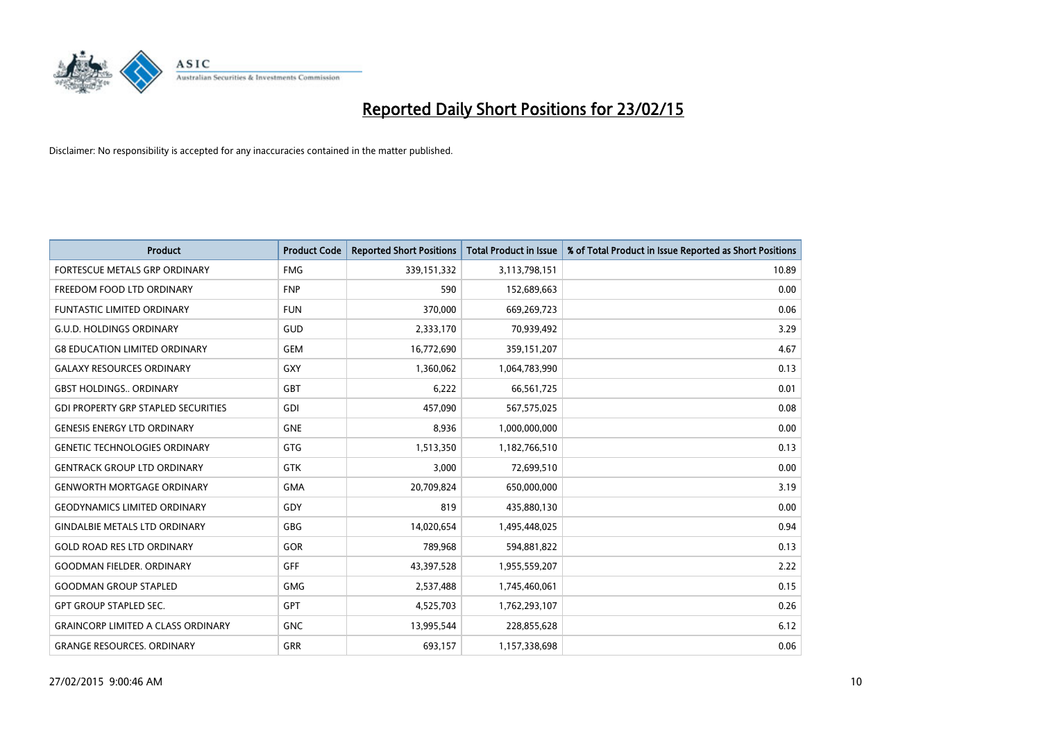# Reported Daily Short Positions for 23/02/15

Disclaimer: No responsibility is accepted for any inaccuracies contained in the matter published.

| Product | Product Code | Reported Short Positions | Total Product in Issue | % of Total Product in Issue Reported as Short Positions |
|---|---|---|---|---|
| FORTESCUE METALS GRP ORDINARY | FMG | 339,151,332 | 3,113,798,151 | 10.89 |
| FREEDOM FOOD LTD ORDINARY | FNP | 590 | 152,689,663 | 0.00 |
| FUNTASTIC LIMITED ORDINARY | FUN | 370,000 | 669,269,723 | 0.06 |
| G.U.D. HOLDINGS ORDINARY | GUD | 2,333,170 | 70,939,492 | 3.29 |
| G8 EDUCATION LIMITED ORDINARY | GEM | 16,772,690 | 359,151,207 | 4.67 |
| GALAXY RESOURCES ORDINARY | GXY | 1,360,062 | 1,064,783,990 | 0.13 |
| GBST HOLDINGS.. ORDINARY | GBT | 6,222 | 66,561,725 | 0.01 |
| GDI PROPERTY GRP STAPLED SECURITIES | GDI | 457,090 | 567,575,025 | 0.08 |
| GENESIS ENERGY LTD ORDINARY | GNE | 8,936 | 1,000,000,000 | 0.00 |
| GENETIC TECHNOLOGIES ORDINARY | GTG | 1,513,350 | 1,182,766,510 | 0.13 |
| GENTRACK GROUP LTD ORDINARY | GTK | 3,000 | 72,699,510 | 0.00 |
| GENWORTH MORTGAGE ORDINARY | GMA | 20,709,824 | 650,000,000 | 3.19 |
| GEODYNAMICS LIMITED ORDINARY | GDY | 819 | 435,880,130 | 0.00 |
| GINDALBIE METALS LTD ORDINARY | GBG | 14,020,654 | 1,495,448,025 | 0.94 |
| GOLD ROAD RES LTD ORDINARY | GOR | 789,968 | 594,881,822 | 0.13 |
| GOODMAN FIELDER. ORDINARY | GFF | 43,397,528 | 1,955,559,207 | 2.22 |
| GOODMAN GROUP STAPLED | GMG | 2,537,488 | 1,745,460,061 | 0.15 |
| GPT GROUP STAPLED SEC. | GPT | 4,525,703 | 1,762,293,107 | 0.26 |
| GRAINCORP LIMITED A CLASS ORDINARY | GNC | 13,995,544 | 228,855,628 | 6.12 |
| GRANGE RESOURCES. ORDINARY | GRR | 693,157 | 1,157,338,698 | 0.06 |

27/02/2015 9:00:46 AM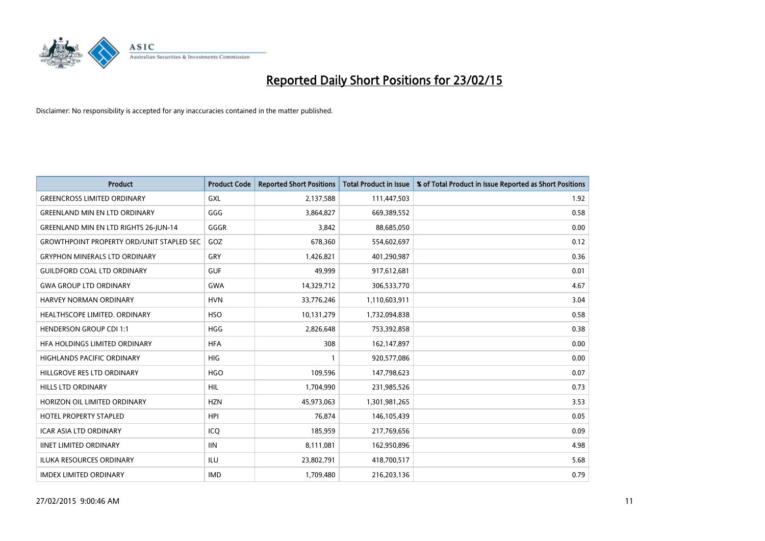# Reported Daily Short Positions for 23/02/15

Disclaimer: No responsibility is accepted for any inaccuracies contained in the matter published.

| Product | Product Code | Reported Short Positions | Total Product in Issue | % of Total Product in Issue Reported as Short Positions |
|---|---|---|---|---|
| GREENCROSS LIMITED ORDINARY | GXL | 2,137,588 | 111,447,503 | 1.92 |
| GREENLAND MIN EN LTD ORDINARY | GGG | 3,864,827 | 669,389,552 | 0.58 |
| GREENLAND MIN EN LTD RIGHTS 26-JUN-14 | GGGR | 3,842 | 88,685,050 | 0.00 |
| GROWTHPOINT PROPERTY ORD/UNIT STAPLED SEC | GOZ | 678,360 | 554,602,697 | 0.12 |
| GRYPHON MINERALS LTD ORDINARY | GRY | 1,426,821 | 401,290,987 | 0.36 |
| GUILDFORD COAL LTD ORDINARY | GUF | 49,999 | 917,612,681 | 0.01 |
| GWA GROUP LTD ORDINARY | GWA | 14,329,712 | 306,533,770 | 4.67 |
| HARVEY NORMAN ORDINARY | HVN | 33,776,246 | 1,110,603,911 | 3.04 |
| HEALTHSCOPE LIMITED. ORDINARY | HSO | 10,131,279 | 1,732,094,838 | 0.58 |
| HENDERSON GROUP CDI 1:1 | HGG | 2,826,648 | 753,392,858 | 0.38 |
| HFA HOLDINGS LIMITED ORDINARY | HFA | 308 | 162,147,897 | 0.00 |
| HIGHLANDS PACIFIC ORDINARY | HIG | 1 | 920,577,086 | 0.00 |
| HILLGROVE RES LTD ORDINARY | HGO | 109,596 | 147,798,623 | 0.07 |
| HILLS LTD ORDINARY | HIL | 1,704,990 | 231,985,526 | 0.73 |
| HORIZON OIL LIMITED ORDINARY | HZN | 45,973,063 | 1,301,981,265 | 3.53 |
| HOTEL PROPERTY STAPLED | HPI | 76,874 | 146,105,439 | 0.05 |
| ICAR ASIA LTD ORDINARY | ICQ | 185,959 | 217,769,656 | 0.09 |
| IINET LIMITED ORDINARY | IIN | 8,111,081 | 162,950,896 | 4.98 |
| ILUKA RESOURCES ORDINARY | ILU | 23,802,791 | 418,700,517 | 5.68 |
| IMDEX LIMITED ORDINARY | IMD | 1,709,480 | 216,203,136 | 0.79 |

27/02/2015 9:00:46 AM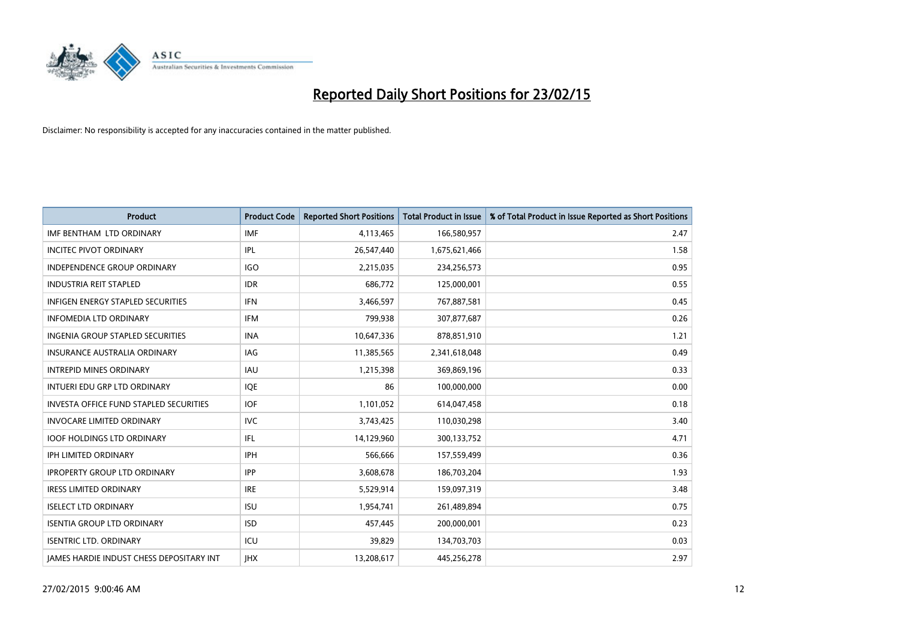# Reported Daily Short Positions for 23/02/15

Disclaimer: No responsibility is accepted for any inaccuracies contained in the matter published.

| Product | Product Code | Reported Short Positions | Total Product in Issue | % of Total Product in Issue Reported as Short Positions |
|---|---|---|---|---|
| IMF BENTHAM LTD ORDINARY | IMF | 4,113,465 | 166,580,957 | 2.47 |
| INCITEC PIVOT ORDINARY | IPL | 26,547,440 | 1,675,621,466 | 1.58 |
| INDEPENDENCE GROUP ORDINARY | IGO | 2,215,035 | 234,256,573 | 0.95 |
| INDUSTRIA REIT STAPLED | IDR | 686,772 | 125,000,001 | 0.55 |
| INFIGEN ENERGY STAPLED SECURITIES | IFN | 3,466,597 | 767,887,581 | 0.45 |
| INFOMEDIA LTD ORDINARY | IFM | 799,938 | 307,877,687 | 0.26 |
| INGENIA GROUP STAPLED SECURITIES | INA | 10,647,336 | 878,851,910 | 1.21 |
| INSURANCE AUSTRALIA ORDINARY | IAG | 11,385,565 | 2,341,618,048 | 0.49 |
| INTREPID MINES ORDINARY | IAU | 1,215,398 | 369,869,196 | 0.33 |
| INTUERI EDU GRP LTD ORDINARY | IQE | 86 | 100,000,000 | 0.00 |
| INVESTA OFFICE FUND STAPLED SECURITIES | IOF | 1,101,052 | 614,047,458 | 0.18 |
| INVOCARE LIMITED ORDINARY | IVC | 3,743,425 | 110,030,298 | 3.40 |
| IOOF HOLDINGS LTD ORDINARY | IFL | 14,129,960 | 300,133,752 | 4.71 |
| IPH LIMITED ORDINARY | IPH | 566,666 | 157,559,499 | 0.36 |
| IPROPERTY GROUP LTD ORDINARY | IPP | 3,608,678 | 186,703,204 | 1.93 |
| IRESS LIMITED ORDINARY | IRE | 5,529,914 | 159,097,319 | 3.48 |
| ISELECT LTD ORDINARY | ISU | 1,954,741 | 261,489,894 | 0.75 |
| ISENTIA GROUP LTD ORDINARY | ISD | 457,445 | 200,000,001 | 0.23 |
| ISENTRIC LTD. ORDINARY | ICU | 39,829 | 134,703,703 | 0.03 |
| JAMES HARDIE INDUST CHESS DEPOSITARY INT | JHX | 13,208,617 | 445,256,278 | 2.97 |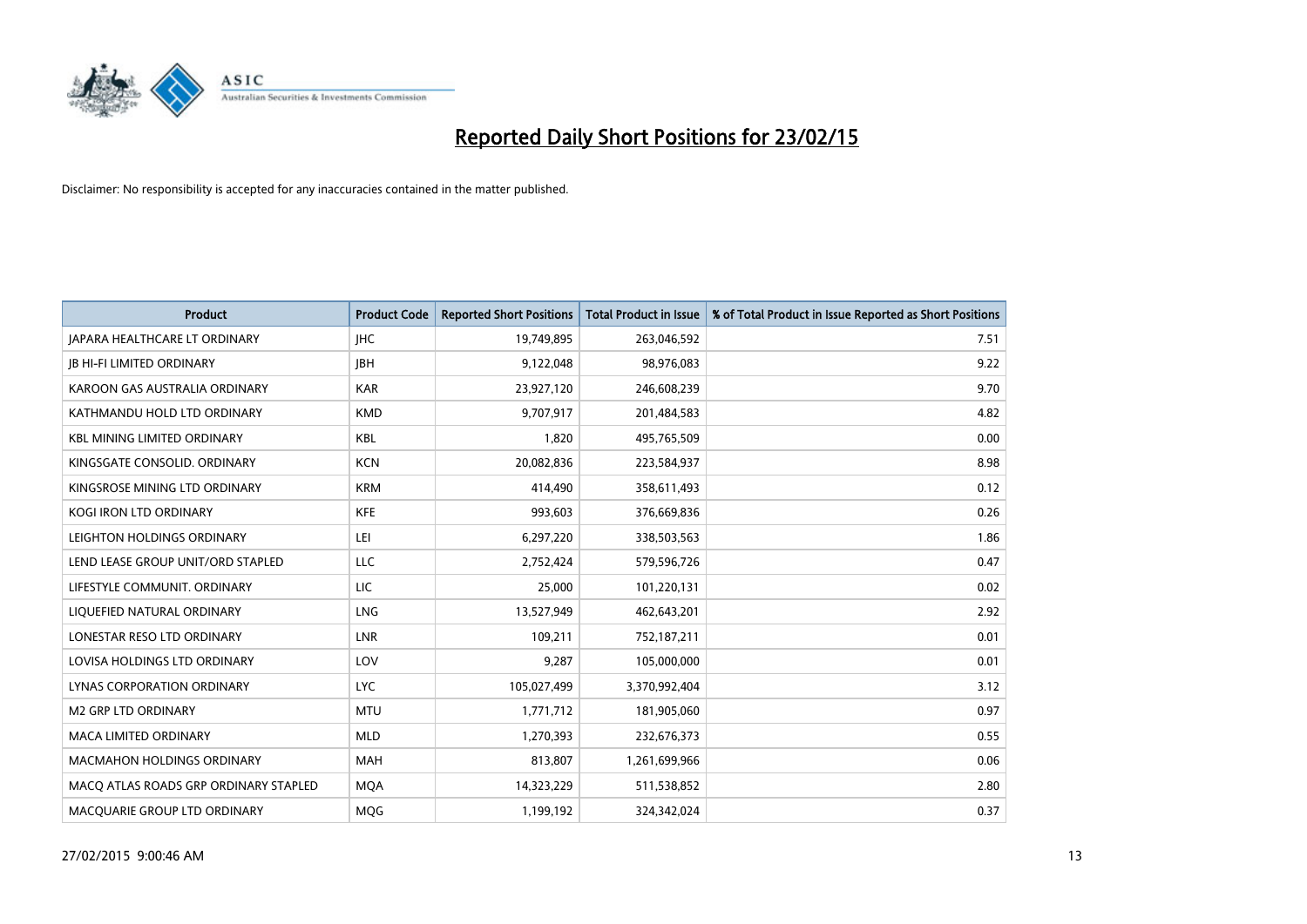# Reported Daily Short Positions for 23/02/15

Disclaimer: No responsibility is accepted for any inaccuracies contained in the matter published.

| Product | Product Code | Reported Short Positions | Total Product in Issue | % of Total Product in Issue Reported as Short Positions |
|---|---|---|---|---|
| JAPARA HEALTHCARE LT ORDINARY | JHC | 19,749,895 | 263,046,592 | 7.51 |
| JB HI-FI LIMITED ORDINARY | JBH | 9,122,048 | 98,976,083 | 9.22 |
| KAROON GAS AUSTRALIA ORDINARY | KAR | 23,927,120 | 246,608,239 | 9.70 |
| KATHMANDU HOLD LTD ORDINARY | KMD | 9,707,917 | 201,484,583 | 4.82 |
| KBL MINING LIMITED ORDINARY | KBL | 1,820 | 495,765,509 | 0.00 |
| KINGSGATE CONSOLID. ORDINARY | KCN | 20,082,836 | 223,584,937 | 8.98 |
| KINGSROSE MINING LTD ORDINARY | KRM | 414,490 | 358,611,493 | 0.12 |
| KOGI IRON LTD ORDINARY | KFE | 993,603 | 376,669,836 | 0.26 |
| LEIGHTON HOLDINGS ORDINARY | LEI | 6,297,220 | 338,503,563 | 1.86 |
| LEND LEASE GROUP UNIT/ORD STAPLED | LLC | 2,752,424 | 579,596,726 | 0.47 |
| LIFESTYLE COMMUNIT. ORDINARY | LIC | 25,000 | 101,220,131 | 0.02 |
| LIQUEFIED NATURAL ORDINARY | LNG | 13,527,949 | 462,643,201 | 2.92 |
| LONESTAR RESO LTD ORDINARY | LNR | 109,211 | 752,187,211 | 0.01 |
| LOVISA HOLDINGS LTD ORDINARY | LOV | 9,287 | 105,000,000 | 0.01 |
| LYNAS CORPORATION ORDINARY | LYC | 105,027,499 | 3,370,992,404 | 3.12 |
| M2 GRP LTD ORDINARY | MTU | 1,771,712 | 181,905,060 | 0.97 |
| MACA LIMITED ORDINARY | MLD | 1,270,393 | 232,676,373 | 0.55 |
| MACMAHON HOLDINGS ORDINARY | MAH | 813,807 | 1,261,699,966 | 0.06 |
| MACQ ATLAS ROADS GRP ORDINARY STAPLED | MQA | 14,323,229 | 511,538,852 | 2.80 |
| MACQUARIE GROUP LTD ORDINARY | MQG | 1,199,192 | 324,342,024 | 0.37 |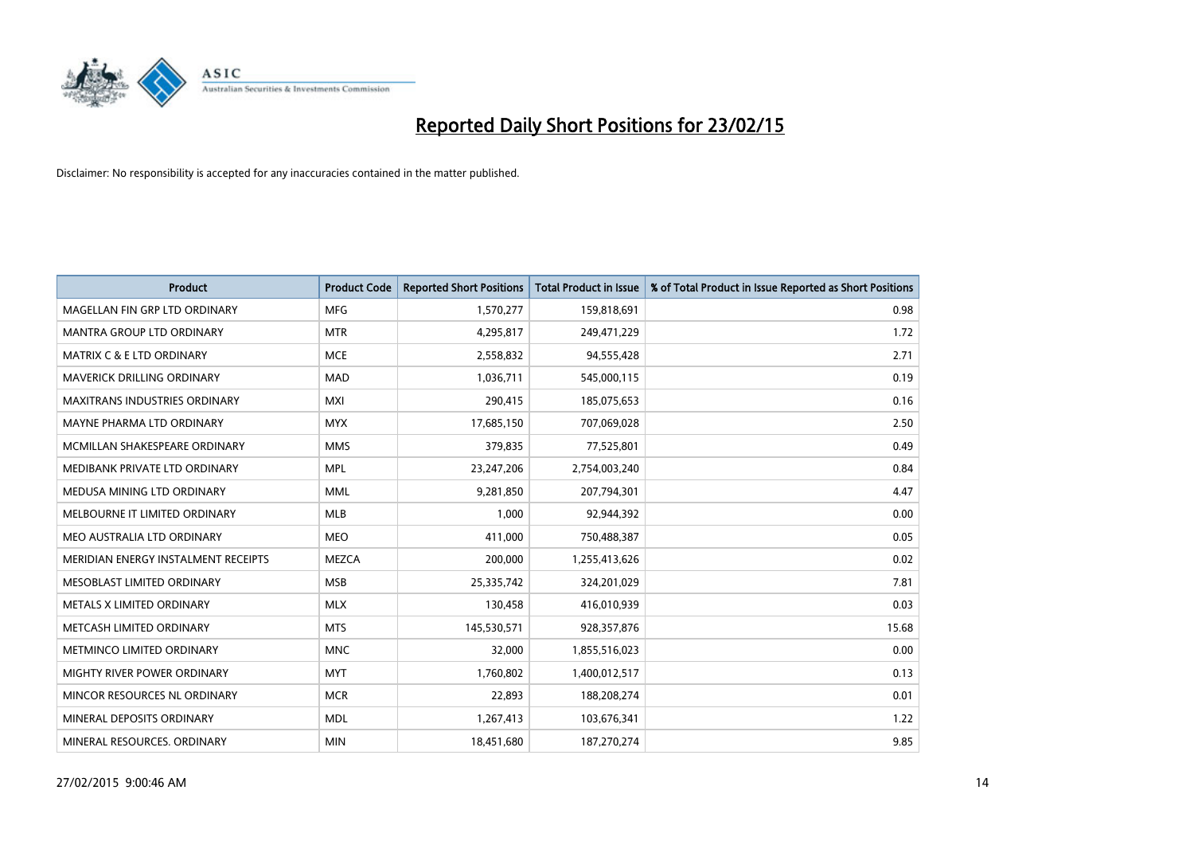# Reported Daily Short Positions for 23/02/15

Disclaimer: No responsibility is accepted for any inaccuracies contained in the matter published.

| Product | Product Code | Reported Short Positions | Total Product in Issue | % of Total Product in Issue Reported as Short Positions |
|---|---|---|---|---|
| MAGELLAN FIN GRP LTD ORDINARY | MFG | 1,570,277 | 159,818,691 | 0.98 |
| MANTRA GROUP LTD ORDINARY | MTR | 4,295,817 | 249,471,229 | 1.72 |
| MATRIX C & E LTD ORDINARY | MCE | 2,558,832 | 94,555,428 | 2.71 |
| MAVERICK DRILLING ORDINARY | MAD | 1,036,711 | 545,000,115 | 0.19 |
| MAXITRANS INDUSTRIES ORDINARY | MXI | 290,415 | 185,075,653 | 0.16 |
| MAYNE PHARMA LTD ORDINARY | MYX | 17,685,150 | 707,069,028 | 2.50 |
| MCMILLAN SHAKESPEARE ORDINARY | MMS | 379,835 | 77,525,801 | 0.49 |
| MEDIBANK PRIVATE LTD ORDINARY | MPL | 23,247,206 | 2,754,003,240 | 0.84 |
| MEDUSA MINING LTD ORDINARY | MML | 9,281,850 | 207,794,301 | 4.47 |
| MELBOURNE IT LIMITED ORDINARY | MLB | 1,000 | 92,944,392 | 0.00 |
| MEO AUSTRALIA LTD ORDINARY | MEO | 411,000 | 750,488,387 | 0.05 |
| MERIDIAN ENERGY INSTALMENT RECEIPTS | MEZCA | 200,000 | 1,255,413,626 | 0.02 |
| MESOBLAST LIMITED ORDINARY | MSB | 25,335,742 | 324,201,029 | 7.81 |
| METALS X LIMITED ORDINARY | MLX | 130,458 | 416,010,939 | 0.03 |
| METCASH LIMITED ORDINARY | MTS | 145,530,571 | 928,357,876 | 15.68 |
| METMINCO LIMITED ORDINARY | MNC | 32,000 | 1,855,516,023 | 0.00 |
| MIGHTY RIVER POWER ORDINARY | MYT | 1,760,802 | 1,400,012,517 | 0.13 |
| MINCOR RESOURCES NL ORDINARY | MCR | 22,893 | 188,208,274 | 0.01 |
| MINERAL DEPOSITS ORDINARY | MDL | 1,267,413 | 103,676,341 | 1.22 |
| MINERAL RESOURCES. ORDINARY | MIN | 18,451,680 | 187,270,274 | 9.85 |

27/02/2015 9:00:46 AM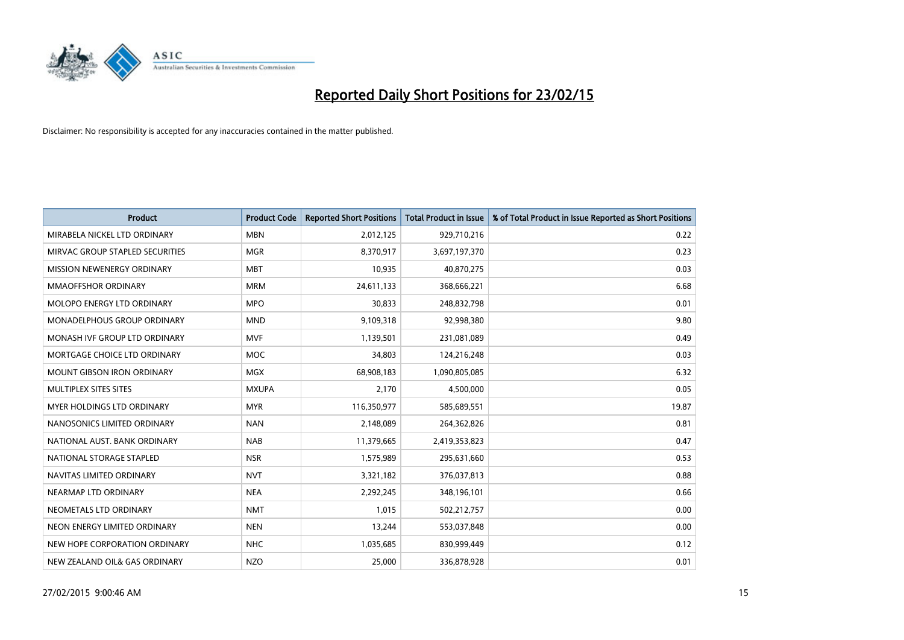# Reported Daily Short Positions for 23/02/15

Disclaimer: No responsibility is accepted for any inaccuracies contained in the matter published.

| Product | Product Code | Reported Short Positions | Total Product in Issue | % of Total Product in Issue Reported as Short Positions |
|---|---|---|---|---|
| MIRABELA NICKEL LTD ORDINARY | MBN | 2,012,125 | 929,710,216 | 0.22 |
| MIRVAC GROUP STAPLED SECURITIES | MGR | 8,370,917 | 3,697,197,370 | 0.23 |
| MISSION NEWENERGY ORDINARY | MBT | 10,935 | 40,870,275 | 0.03 |
| MMAOFFSHOR ORDINARY | MRM | 24,611,133 | 368,666,221 | 6.68 |
| MOLOPO ENERGY LTD ORDINARY | MPO | 30,833 | 248,832,798 | 0.01 |
| MONADELPHOUS GROUP ORDINARY | MND | 9,109,318 | 92,998,380 | 9.80 |
| MONASH IVF GROUP LTD ORDINARY | MVF | 1,139,501 | 231,081,089 | 0.49 |
| MORTGAGE CHOICE LTD ORDINARY | MOC | 34,803 | 124,216,248 | 0.03 |
| MOUNT GIBSON IRON ORDINARY | MGX | 68,908,183 | 1,090,805,085 | 6.32 |
| MULTIPLEX SITES SITES | MXUPA | 2,170 | 4,500,000 | 0.05 |
| MYER HOLDINGS LTD ORDINARY | MYR | 116,350,977 | 585,689,551 | 19.87 |
| NANOSONICS LIMITED ORDINARY | NAN | 2,148,089 | 264,362,826 | 0.81 |
| NATIONAL AUST. BANK ORDINARY | NAB | 11,379,665 | 2,419,353,823 | 0.47 |
| NATIONAL STORAGE STAPLED | NSR | 1,575,989 | 295,631,660 | 0.53 |
| NAVITAS LIMITED ORDINARY | NVT | 3,321,182 | 376,037,813 | 0.88 |
| NEARMAP LTD ORDINARY | NEA | 2,292,245 | 348,196,101 | 0.66 |
| NEOMETALS LTD ORDINARY | NMT | 1,015 | 502,212,757 | 0.00 |
| NEON ENERGY LIMITED ORDINARY | NEN | 13,244 | 553,037,848 | 0.00 |
| NEW HOPE CORPORATION ORDINARY | NHC | 1,035,685 | 830,999,449 | 0.12 |
| NEW ZEALAND OIL& GAS ORDINARY | NZO | 25,000 | 336,878,928 | 0.01 |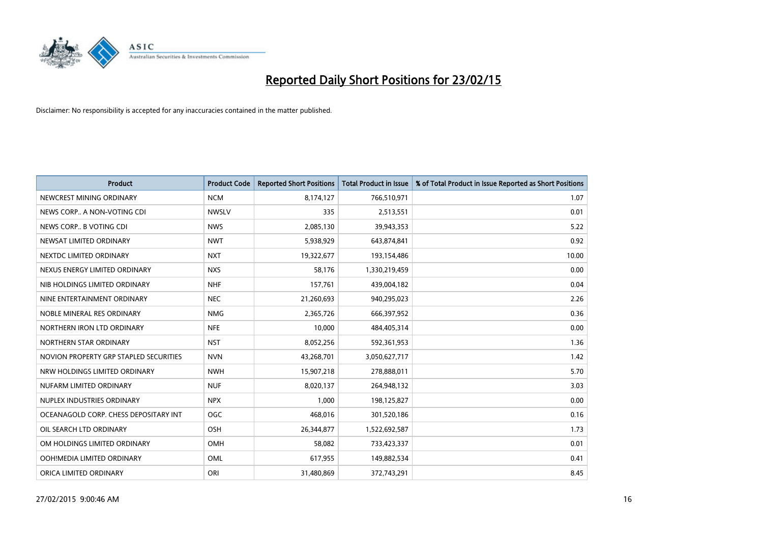# Reported Daily Short Positions for 23/02/15

Disclaimer: No responsibility is accepted for any inaccuracies contained in the matter published.

| Product | Product Code | Reported Short Positions | Total Product in Issue | % of Total Product in Issue Reported as Short Positions |
|---|---|---|---|---|
| NEWCREST MINING ORDINARY | NCM | 8,174,127 | 766,510,971 | 1.07 |
| NEWS CORP.. A NON-VOTING CDI | NWSLV | 335 | 2,513,551 | 0.01 |
| NEWS CORP.. B VOTING CDI | NWS | 2,085,130 | 39,943,353 | 5.22 |
| NEWSAT LIMITED ORDINARY | NWT | 5,938,929 | 643,874,841 | 0.92 |
| NEXTDC LIMITED ORDINARY | NXT | 19,322,677 | 193,154,486 | 10.00 |
| NEXUS ENERGY LIMITED ORDINARY | NXS | 58,176 | 1,330,219,459 | 0.00 |
| NIB HOLDINGS LIMITED ORDINARY | NHF | 157,761 | 439,004,182 | 0.04 |
| NINE ENTERTAINMENT ORDINARY | NEC | 21,260,693 | 940,295,023 | 2.26 |
| NOBLE MINERAL RES ORDINARY | NMG | 2,365,726 | 666,397,952 | 0.36 |
| NORTHERN IRON LTD ORDINARY | NFE | 10,000 | 484,405,314 | 0.00 |
| NORTHERN STAR ORDINARY | NST | 8,052,256 | 592,361,953 | 1.36 |
| NOVION PROPERTY GRP STAPLED SECURITIES | NVN | 43,268,701 | 3,050,627,717 | 1.42 |
| NRW HOLDINGS LIMITED ORDINARY | NWH | 15,907,218 | 278,888,011 | 5.70 |
| NUFARM LIMITED ORDINARY | NUF | 8,020,137 | 264,948,132 | 3.03 |
| NUPLEX INDUSTRIES ORDINARY | NPX | 1,000 | 198,125,827 | 0.00 |
| OCEANAGOLD CORP. CHESS DEPOSITARY INT | OGC | 468,016 | 301,520,186 | 0.16 |
| OIL SEARCH LTD ORDINARY | OSH | 26,344,877 | 1,522,692,587 | 1.73 |
| OM HOLDINGS LIMITED ORDINARY | OMH | 58,082 | 733,423,337 | 0.01 |
| OOH!MEDIA LIMITED ORDINARY | OML | 617,955 | 149,882,534 | 0.41 |
| ORICA LIMITED ORDINARY | ORI | 31,480,869 | 372,743,291 | 8.45 |

27/02/2015 9:00:46 AM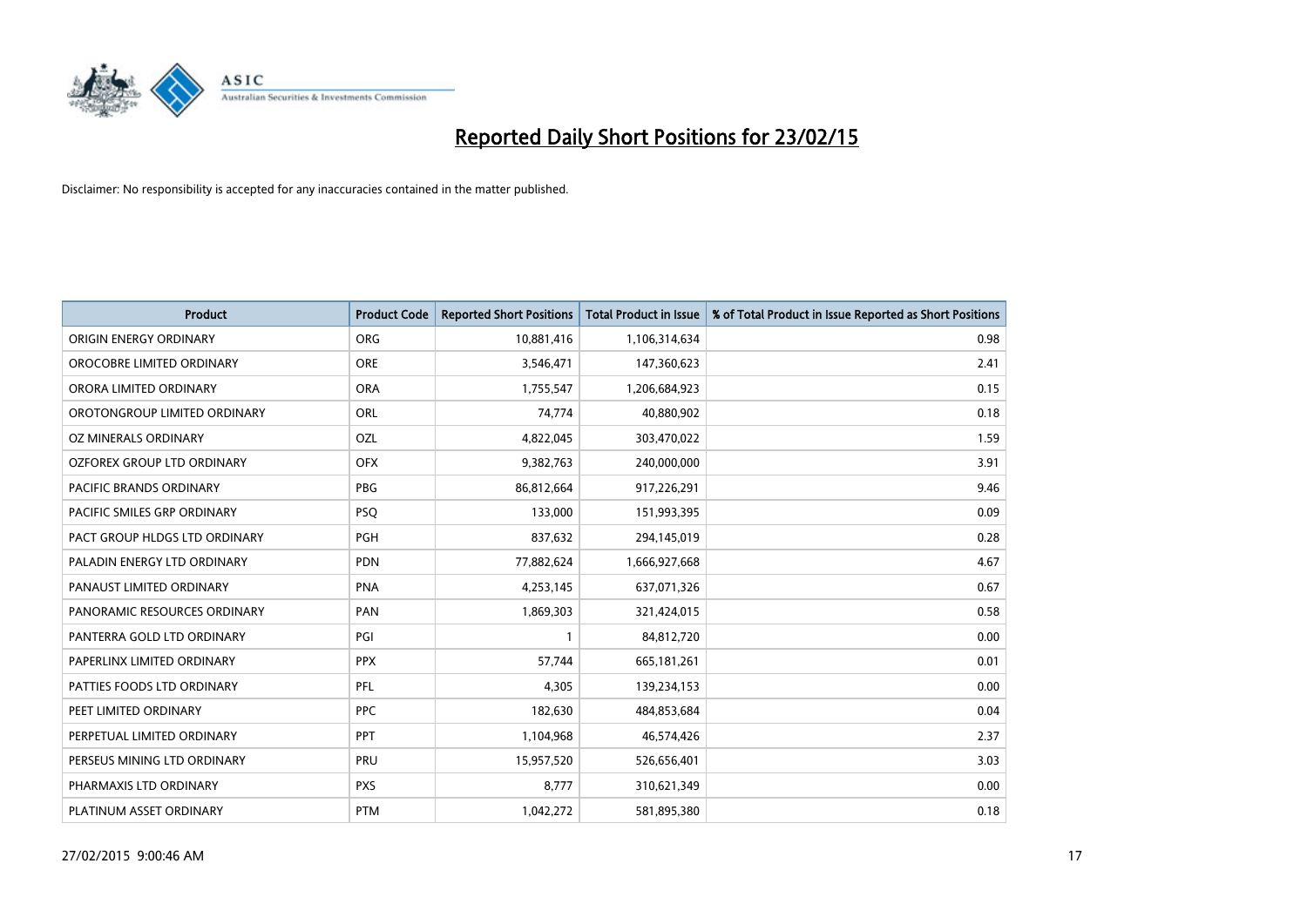# Reported Daily Short Positions for 23/02/15

Disclaimer: No responsibility is accepted for any inaccuracies contained in the matter published.

| Product | Product Code | Reported Short Positions | Total Product in Issue | % of Total Product in Issue Reported as Short Positions |
|---|---|---|---|---|
| ORIGIN ENERGY ORDINARY | ORG | 10,881,416 | 1,106,314,634 | 0.98 |
| OROCOBRE LIMITED ORDINARY | ORE | 3,546,471 | 147,360,623 | 2.41 |
| ORORA LIMITED ORDINARY | ORA | 1,755,547 | 1,206,684,923 | 0.15 |
| OROTONGROUP LIMITED ORDINARY | ORL | 74,774 | 40,880,902 | 0.18 |
| OZ MINERALS ORDINARY | OZL | 4,822,045 | 303,470,022 | 1.59 |
| OZFOREX GROUP LTD ORDINARY | OFX | 9,382,763 | 240,000,000 | 3.91 |
| PACIFIC BRANDS ORDINARY | PBG | 86,812,664 | 917,226,291 | 9.46 |
| PACIFIC SMILES GRP ORDINARY | PSQ | 133,000 | 151,993,395 | 0.09 |
| PACT GROUP HLDGS LTD ORDINARY | PGH | 837,632 | 294,145,019 | 0.28 |
| PALADIN ENERGY LTD ORDINARY | PDN | 77,882,624 | 1,666,927,668 | 4.67 |
| PANAUST LIMITED ORDINARY | PNA | 4,253,145 | 637,071,326 | 0.67 |
| PANORAMIC RESOURCES ORDINARY | PAN | 1,869,303 | 321,424,015 | 0.58 |
| PANTERRA GOLD LTD ORDINARY | PGI | 1 | 84,812,720 | 0.00 |
| PAPERLINX LIMITED ORDINARY | PPX | 57,744 | 665,181,261 | 0.01 |
| PATTIES FOODS LTD ORDINARY | PFL | 4,305 | 139,234,153 | 0.00 |
| PEET LIMITED ORDINARY | PPC | 182,630 | 484,853,684 | 0.04 |
| PERPETUAL LIMITED ORDINARY | PPT | 1,104,968 | 46,574,426 | 2.37 |
| PERSEUS MINING LTD ORDINARY | PRU | 15,957,520 | 526,656,401 | 3.03 |
| PHARMAXIS LTD ORDINARY | PXS | 8,777 | 310,621,349 | 0.00 |
| PLATINUM ASSET ORDINARY | PTM | 1,042,272 | 581,895,380 | 0.18 |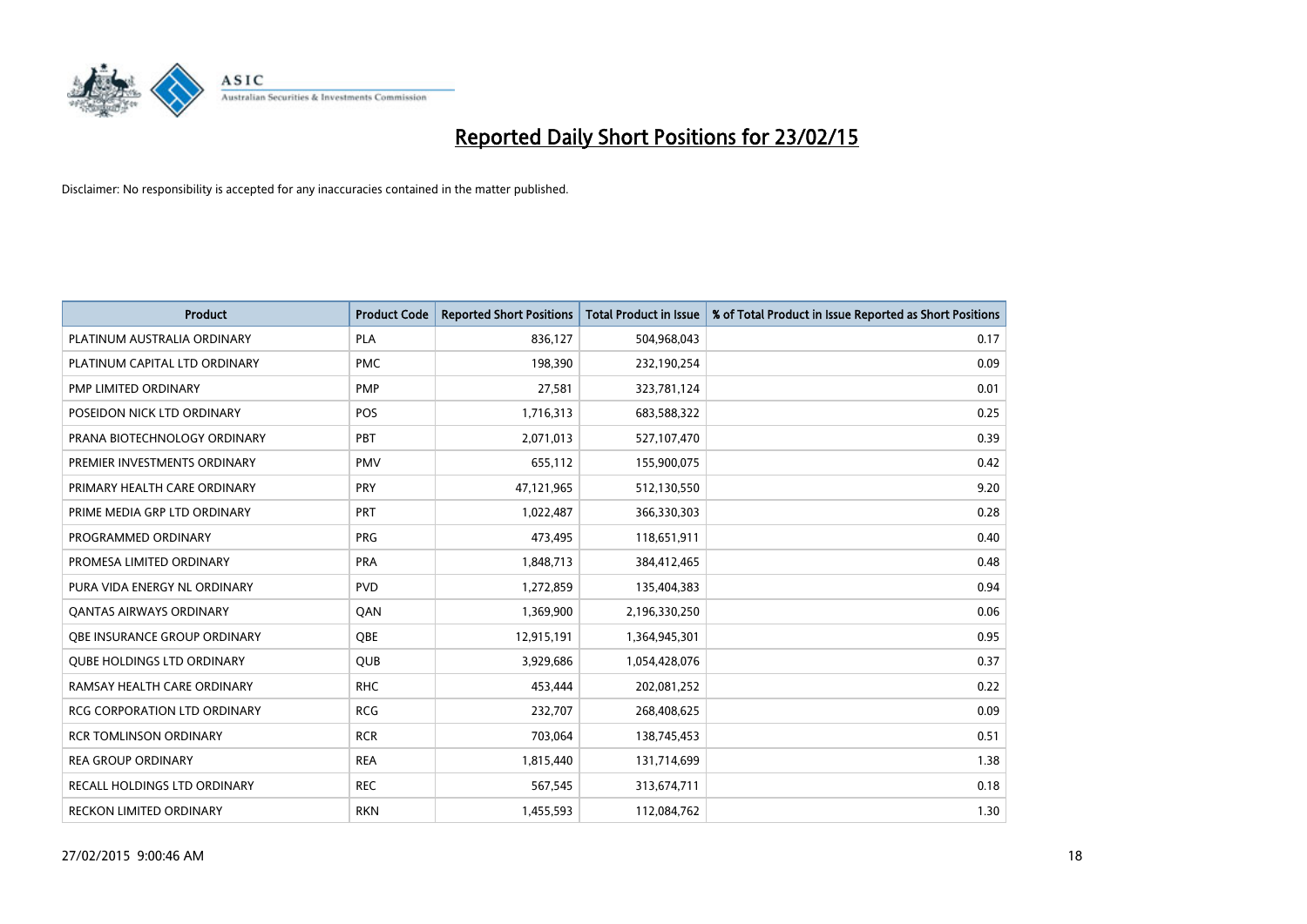# Reported Daily Short Positions for 23/02/15

Disclaimer: No responsibility is accepted for any inaccuracies contained in the matter published.

| Product | Product Code | Reported Short Positions | Total Product in Issue | % of Total Product in Issue Reported as Short Positions |
|---|---|---|---|---|
| PLATINUM AUSTRALIA ORDINARY | PLA | 836,127 | 504,968,043 | 0.17 |
| PLATINUM CAPITAL LTD ORDINARY | PMC | 198,390 | 232,190,254 | 0.09 |
| PMP LIMITED ORDINARY | PMP | 27,581 | 323,781,124 | 0.01 |
| POSEIDON NICK LTD ORDINARY | POS | 1,716,313 | 683,588,322 | 0.25 |
| PRANA BIOTECHNOLOGY ORDINARY | PBT | 2,071,013 | 527,107,470 | 0.39 |
| PREMIER INVESTMENTS ORDINARY | PMV | 655,112 | 155,900,075 | 0.42 |
| PRIMARY HEALTH CARE ORDINARY | PRY | 47,121,965 | 512,130,550 | 9.20 |
| PRIME MEDIA GRP LTD ORDINARY | PRT | 1,022,487 | 366,330,303 | 0.28 |
| PROGRAMMED ORDINARY | PRG | 473,495 | 118,651,911 | 0.40 |
| PROMESA LIMITED ORDINARY | PRA | 1,848,713 | 384,412,465 | 0.48 |
| PURA VIDA ENERGY NL ORDINARY | PVD | 1,272,859 | 135,404,383 | 0.94 |
| QANTAS AIRWAYS ORDINARY | QAN | 1,369,900 | 2,196,330,250 | 0.06 |
| QBE INSURANCE GROUP ORDINARY | QBE | 12,915,191 | 1,364,945,301 | 0.95 |
| QUBE HOLDINGS LTD ORDINARY | QUB | 3,929,686 | 1,054,428,076 | 0.37 |
| RAMSAY HEALTH CARE ORDINARY | RHC | 453,444 | 202,081,252 | 0.22 |
| RCG CORPORATION LTD ORDINARY | RCG | 232,707 | 268,408,625 | 0.09 |
| RCR TOMLINSON ORDINARY | RCR | 703,064 | 138,745,453 | 0.51 |
| REA GROUP ORDINARY | REA | 1,815,440 | 131,714,699 | 1.38 |
| RECALL HOLDINGS LTD ORDINARY | REC | 567,545 | 313,674,711 | 0.18 |
| RECKON LIMITED ORDINARY | RKN | 1,455,593 | 112,084,762 | 1.30 |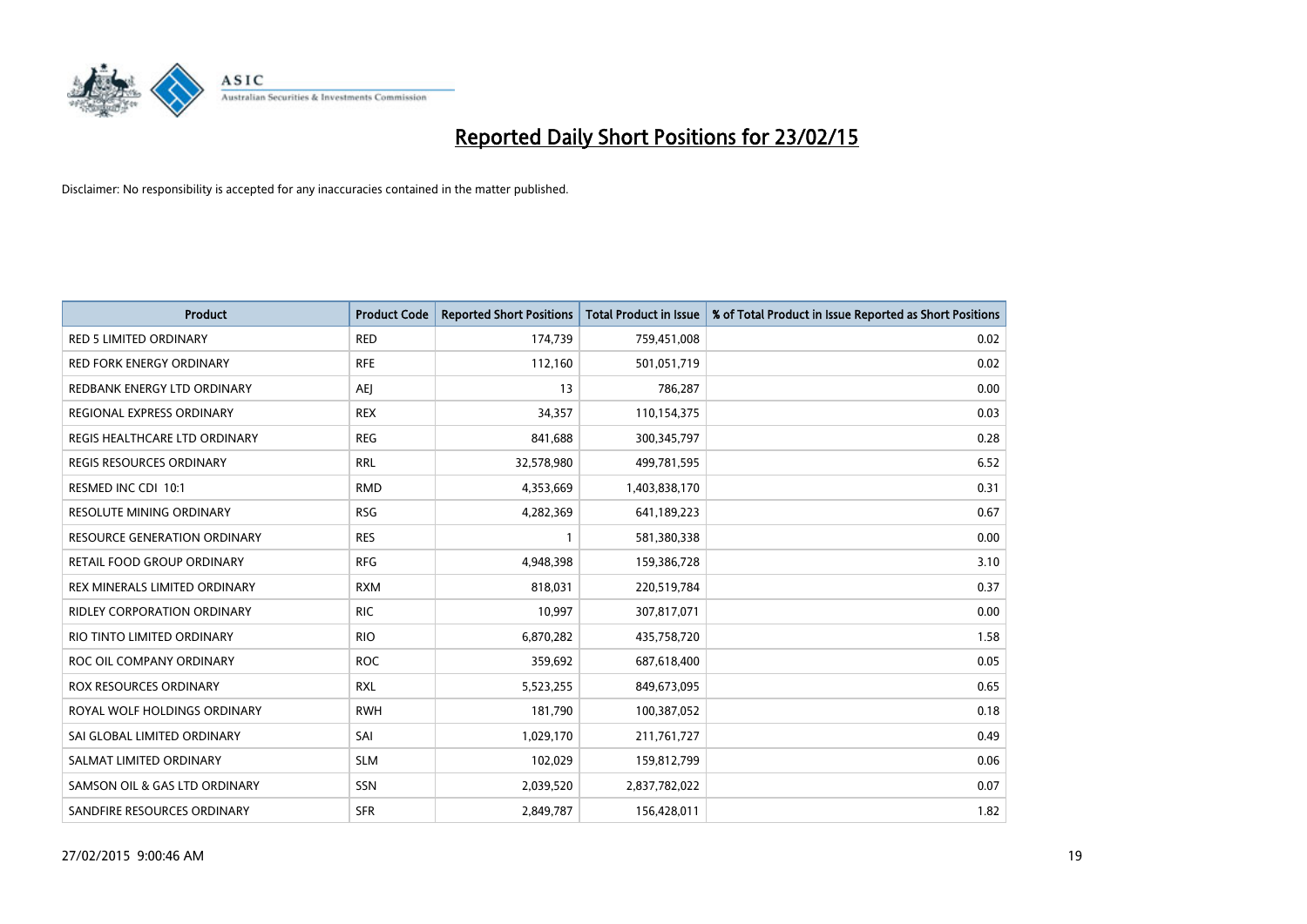# Reported Daily Short Positions for 23/02/15

Disclaimer: No responsibility is accepted for any inaccuracies contained in the matter published.

| Product | Product Code | Reported Short Positions | Total Product in Issue | % of Total Product in Issue Reported as Short Positions |
|---|---|---|---|---|
| RED 5 LIMITED ORDINARY | RED | 174,739 | 759,451,008 | 0.02 |
| RED FORK ENERGY ORDINARY | RFE | 112,160 | 501,051,719 | 0.02 |
| REDBANK ENERGY LTD ORDINARY | AEJ | 13 | 786,287 | 0.00 |
| REGIONAL EXPRESS ORDINARY | REX | 34,357 | 110,154,375 | 0.03 |
| REGIS HEALTHCARE LTD ORDINARY | REG | 841,688 | 300,345,797 | 0.28 |
| REGIS RESOURCES ORDINARY | RRL | 32,578,980 | 499,781,595 | 6.52 |
| RESMED INC CDI 10:1 | RMD | 4,353,669 | 1,403,838,170 | 0.31 |
| RESOLUTE MINING ORDINARY | RSG | 4,282,369 | 641,189,223 | 0.67 |
| RESOURCE GENERATION ORDINARY | RES | 1 | 581,380,338 | 0.00 |
| RETAIL FOOD GROUP ORDINARY | RFG | 4,948,398 | 159,386,728 | 3.10 |
| REX MINERALS LIMITED ORDINARY | RXM | 818,031 | 220,519,784 | 0.37 |
| RIDLEY CORPORATION ORDINARY | RIC | 10,997 | 307,817,071 | 0.00 |
| RIO TINTO LIMITED ORDINARY | RIO | 6,870,282 | 435,758,720 | 1.58 |
| ROC OIL COMPANY ORDINARY | ROC | 359,692 | 687,618,400 | 0.05 |
| ROX RESOURCES ORDINARY | RXL | 5,523,255 | 849,673,095 | 0.65 |
| ROYAL WOLF HOLDINGS ORDINARY | RWH | 181,790 | 100,387,052 | 0.18 |
| SAI GLOBAL LIMITED ORDINARY | SAI | 1,029,170 | 211,761,727 | 0.49 |
| SALMAT LIMITED ORDINARY | SLM | 102,029 | 159,812,799 | 0.06 |
| SAMSON OIL & GAS LTD ORDINARY | SSN | 2,039,520 | 2,837,782,022 | 0.07 |
| SANDFIRE RESOURCES ORDINARY | SFR | 2,849,787 | 156,428,011 | 1.82 |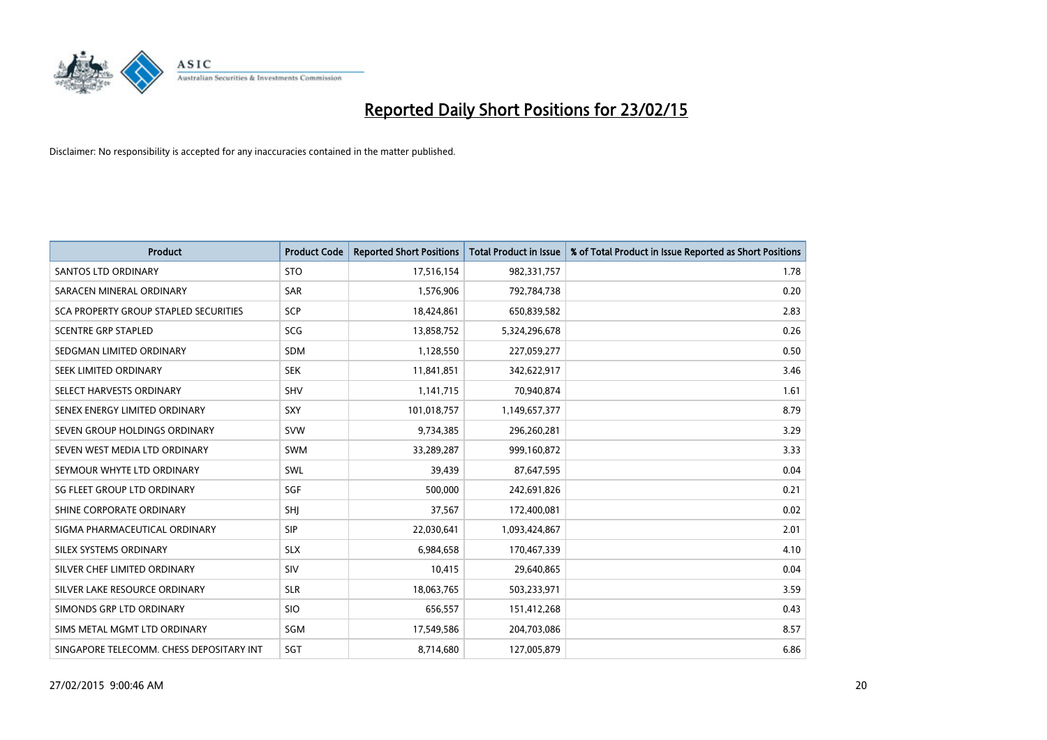# Reported Daily Short Positions for 23/02/15

Disclaimer: No responsibility is accepted for any inaccuracies contained in the matter published.

| Product | Product Code | Reported Short Positions | Total Product in Issue | % of Total Product in Issue Reported as Short Positions |
|---|---|---|---|---|
| SANTOS LTD ORDINARY | STO | 17,516,154 | 982,331,757 | 1.78 |
| SARACEN MINERAL ORDINARY | SAR | 1,576,906 | 792,784,738 | 0.20 |
| SCA PROPERTY GROUP STAPLED SECURITIES | SCP | 18,424,861 | 650,839,582 | 2.83 |
| SCENTRE GRP STAPLED | SCG | 13,858,752 | 5,324,296,678 | 0.26 |
| SEDGMAN LIMITED ORDINARY | SDM | 1,128,550 | 227,059,277 | 0.50 |
| SEEK LIMITED ORDINARY | SEK | 11,841,851 | 342,622,917 | 3.46 |
| SELECT HARVESTS ORDINARY | SHV | 1,141,715 | 70,940,874 | 1.61 |
| SENEX ENERGY LIMITED ORDINARY | SXY | 101,018,757 | 1,149,657,377 | 8.79 |
| SEVEN GROUP HOLDINGS ORDINARY | SVW | 9,734,385 | 296,260,281 | 3.29 |
| SEVEN WEST MEDIA LTD ORDINARY | SWM | 33,289,287 | 999,160,872 | 3.33 |
| SEYMOUR WHYTE LTD ORDINARY | SWL | 39,439 | 87,647,595 | 0.04 |
| SG FLEET GROUP LTD ORDINARY | SGF | 500,000 | 242,691,826 | 0.21 |
| SHINE CORPORATE ORDINARY | SHJ | 37,567 | 172,400,081 | 0.02 |
| SIGMA PHARMACEUTICAL ORDINARY | SIP | 22,030,641 | 1,093,424,867 | 2.01 |
| SILEX SYSTEMS ORDINARY | SLX | 6,984,658 | 170,467,339 | 4.10 |
| SILVER CHEF LIMITED ORDINARY | SIV | 10,415 | 29,640,865 | 0.04 |
| SILVER LAKE RESOURCE ORDINARY | SLR | 18,063,765 | 503,233,971 | 3.59 |
| SIMONDS GRP LTD ORDINARY | SIO | 656,557 | 151,412,268 | 0.43 |
| SIMS METAL MGMT LTD ORDINARY | SGM | 17,549,586 | 204,703,086 | 8.57 |
| SINGAPORE TELECOMM. CHESS DEPOSITARY INT | SGT | 8,714,680 | 127,005,879 | 6.86 |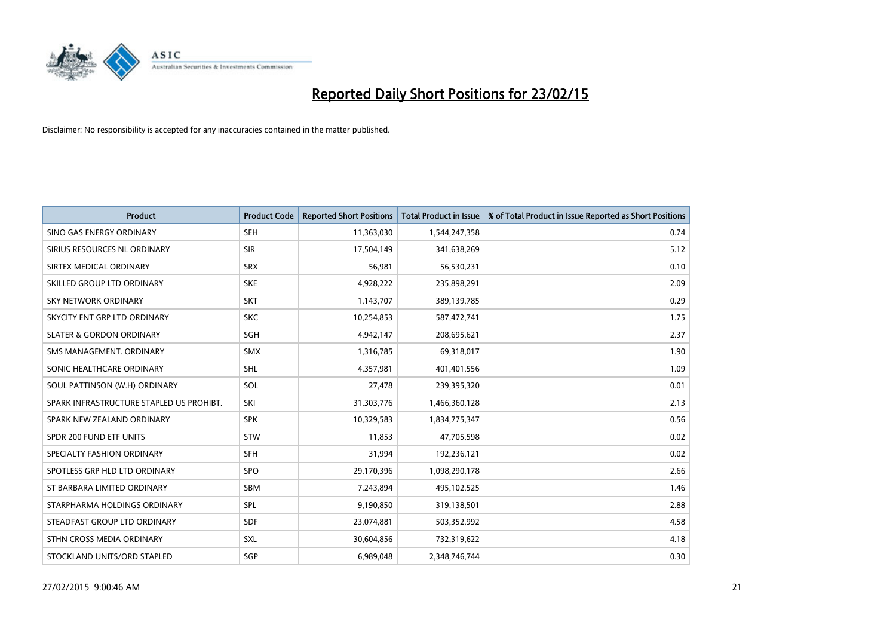# Reported Daily Short Positions for 23/02/15

Disclaimer: No responsibility is accepted for any inaccuracies contained in the matter published.

| Product | Product Code | Reported Short Positions | Total Product in Issue | % of Total Product in Issue Reported as Short Positions |
|---|---|---|---|---|
| SINO GAS ENERGY ORDINARY | SEH | 11,363,030 | 1,544,247,358 | 0.74 |
| SIRIUS RESOURCES NL ORDINARY | SIR | 17,504,149 | 341,638,269 | 5.12 |
| SIRTEX MEDICAL ORDINARY | SRX | 56,981 | 56,530,231 | 0.10 |
| SKILLED GROUP LTD ORDINARY | SKE | 4,928,222 | 235,898,291 | 2.09 |
| SKY NETWORK ORDINARY | SKT | 1,143,707 | 389,139,785 | 0.29 |
| SKYCITY ENT GRP LTD ORDINARY | SKC | 10,254,853 | 587,472,741 | 1.75 |
| SLATER & GORDON ORDINARY | SGH | 4,942,147 | 208,695,621 | 2.37 |
| SMS MANAGEMENT. ORDINARY | SMX | 1,316,785 | 69,318,017 | 1.90 |
| SONIC HEALTHCARE ORDINARY | SHL | 4,357,981 | 401,401,556 | 1.09 |
| SOUL PATTINSON (W.H) ORDINARY | SOL | 27,478 | 239,395,320 | 0.01 |
| SPARK INFRASTRUCTURE STAPLED US PROHIBT. | SKI | 31,303,776 | 1,466,360,128 | 2.13 |
| SPARK NEW ZEALAND ORDINARY | SPK | 10,329,583 | 1,834,775,347 | 0.56 |
| SPDR 200 FUND ETF UNITS | STW | 11,853 | 47,705,598 | 0.02 |
| SPECIALTY FASHION ORDINARY | SFH | 31,994 | 192,236,121 | 0.02 |
| SPOTLESS GRP HLD LTD ORDINARY | SPO | 29,170,396 | 1,098,290,178 | 2.66 |
| ST BARBARA LIMITED ORDINARY | SBM | 7,243,894 | 495,102,525 | 1.46 |
| STARPHARMA HOLDINGS ORDINARY | SPL | 9,190,850 | 319,138,501 | 2.88 |
| STEADFAST GROUP LTD ORDINARY | SDF | 23,074,881 | 503,352,992 | 4.58 |
| STHN CROSS MEDIA ORDINARY | SXL | 30,604,856 | 732,319,622 | 4.18 |
| STOCKLAND UNITS/ORD STAPLED | SGP | 6,989,048 | 2,348,746,744 | 0.30 |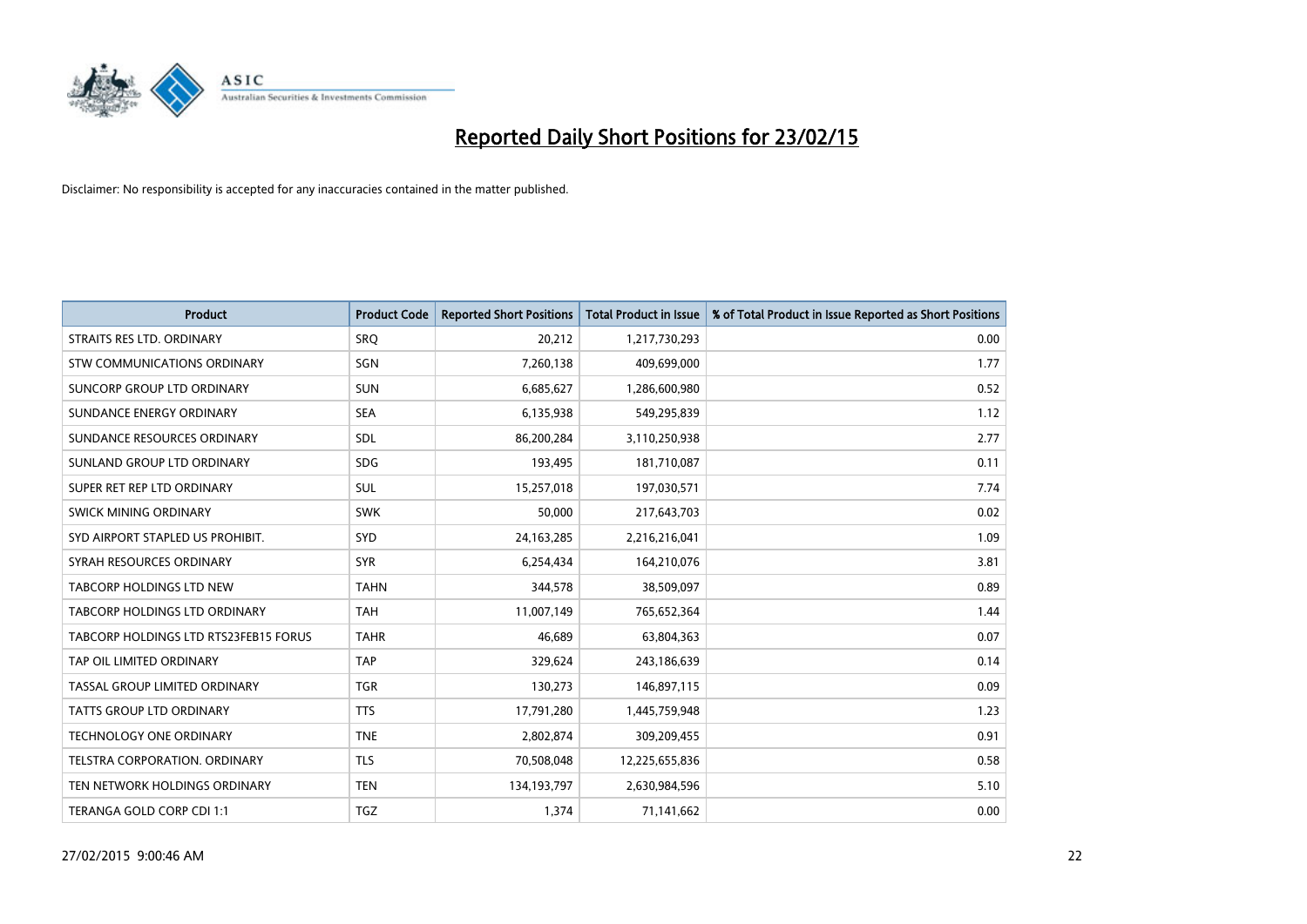# Reported Daily Short Positions for 23/02/15

Disclaimer: No responsibility is accepted for any inaccuracies contained in the matter published.

| Product | Product Code | Reported Short Positions | Total Product in Issue | % of Total Product in Issue Reported as Short Positions |
|---|---|---|---|---|
| STRAITS RES LTD. ORDINARY | SRQ | 20,212 | 1,217,730,293 | 0.00 |
| STW COMMUNICATIONS ORDINARY | SGN | 7,260,138 | 409,699,000 | 1.77 |
| SUNCORP GROUP LTD ORDINARY | SUN | 6,685,627 | 1,286,600,980 | 0.52 |
| SUNDANCE ENERGY ORDINARY | SEA | 6,135,938 | 549,295,839 | 1.12 |
| SUNDANCE RESOURCES ORDINARY | SDL | 86,200,284 | 3,110,250,938 | 2.77 |
| SUNLAND GROUP LTD ORDINARY | SDG | 193,495 | 181,710,087 | 0.11 |
| SUPER RET REP LTD ORDINARY | SUL | 15,257,018 | 197,030,571 | 7.74 |
| SWICK MINING ORDINARY | SWK | 50,000 | 217,643,703 | 0.02 |
| SYD AIRPORT STAPLED US PROHIBIT. | SYD | 24,163,285 | 2,216,216,041 | 1.09 |
| SYRAH RESOURCES ORDINARY | SYR | 6,254,434 | 164,210,076 | 3.81 |
| TABCORP HOLDINGS LTD NEW | TAHN | 344,578 | 38,509,097 | 0.89 |
| TABCORP HOLDINGS LTD ORDINARY | TAH | 11,007,149 | 765,652,364 | 1.44 |
| TABCORP HOLDINGS LTD RTS23FEB15 FORUS | TAHR | 46,689 | 63,804,363 | 0.07 |
| TAP OIL LIMITED ORDINARY | TAP | 329,624 | 243,186,639 | 0.14 |
| TASSAL GROUP LIMITED ORDINARY | TGR | 130,273 | 146,897,115 | 0.09 |
| TATTS GROUP LTD ORDINARY | TTS | 17,791,280 | 1,445,759,948 | 1.23 |
| TECHNOLOGY ONE ORDINARY | TNE | 2,802,874 | 309,209,455 | 0.91 |
| TELSTRA CORPORATION. ORDINARY | TLS | 70,508,048 | 12,225,655,836 | 0.58 |
| TEN NETWORK HOLDINGS ORDINARY | TEN | 134,193,797 | 2,630,984,596 | 5.10 |
| TERANGA GOLD CORP CDI 1:1 | TGZ | 1,374 | 71,141,662 | 0.00 |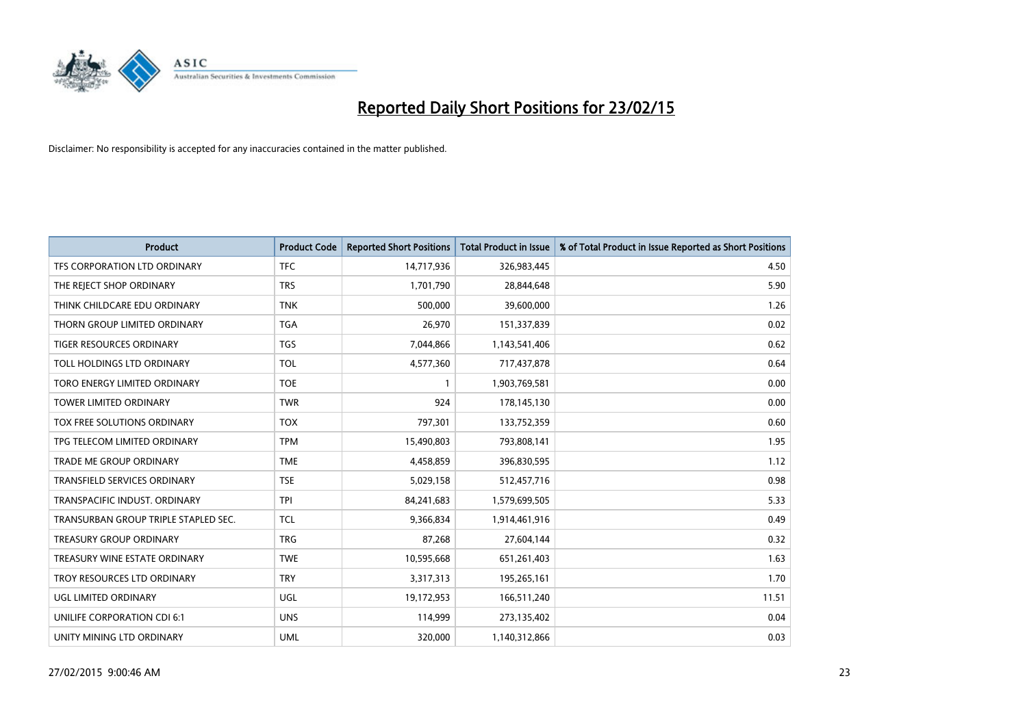# Reported Daily Short Positions for 23/02/15

Disclaimer: No responsibility is accepted for any inaccuracies contained in the matter published.

| Product | Product Code | Reported Short Positions | Total Product in Issue | % of Total Product in Issue Reported as Short Positions |
|---|---|---|---|---|
| TFS CORPORATION LTD ORDINARY | TFC | 14,717,936 | 326,983,445 | 4.50 |
| THE REJECT SHOP ORDINARY | TRS | 1,701,790 | 28,844,648 | 5.90 |
| THINK CHILDCARE EDU ORDINARY | TNK | 500,000 | 39,600,000 | 1.26 |
| THORN GROUP LIMITED ORDINARY | TGA | 26,970 | 151,337,839 | 0.02 |
| TIGER RESOURCES ORDINARY | TGS | 7,044,866 | 1,143,541,406 | 0.62 |
| TOLL HOLDINGS LTD ORDINARY | TOL | 4,577,360 | 717,437,878 | 0.64 |
| TORO ENERGY LIMITED ORDINARY | TOE | 1 | 1,903,769,581 | 0.00 |
| TOWER LIMITED ORDINARY | TWR | 924 | 178,145,130 | 0.00 |
| TOX FREE SOLUTIONS ORDINARY | TOX | 797,301 | 133,752,359 | 0.60 |
| TPG TELECOM LIMITED ORDINARY | TPM | 15,490,803 | 793,808,141 | 1.95 |
| TRADE ME GROUP ORDINARY | TME | 4,458,859 | 396,830,595 | 1.12 |
| TRANSFIELD SERVICES ORDINARY | TSE | 5,029,158 | 512,457,716 | 0.98 |
| TRANSPACIFIC INDUST. ORDINARY | TPI | 84,241,683 | 1,579,699,505 | 5.33 |
| TRANSURBAN GROUP TRIPLE STAPLED SEC. | TCL | 9,366,834 | 1,914,461,916 | 0.49 |
| TREASURY GROUP ORDINARY | TRG | 87,268 | 27,604,144 | 0.32 |
| TREASURY WINE ESTATE ORDINARY | TWE | 10,595,668 | 651,261,403 | 1.63 |
| TROY RESOURCES LTD ORDINARY | TRY | 3,317,313 | 195,265,161 | 1.70 |
| UGL LIMITED ORDINARY | UGL | 19,172,953 | 166,511,240 | 11.51 |
| UNILIFE CORPORATION CDI 6:1 | UNS | 114,999 | 273,135,402 | 0.04 |
| UNITY MINING LTD ORDINARY | UML | 320,000 | 1,140,312,866 | 0.03 |

27/02/2015 9:00:46 AM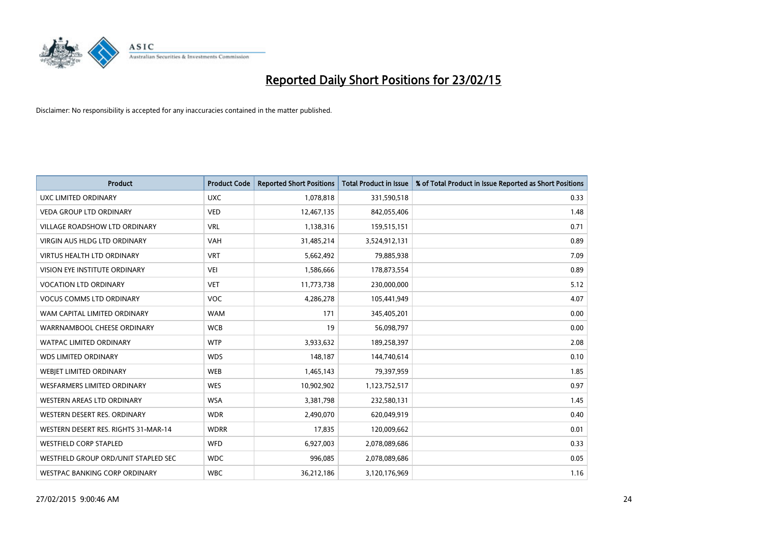# Reported Daily Short Positions for 23/02/15

Disclaimer: No responsibility is accepted for any inaccuracies contained in the matter published.

| Product | Product Code | Reported Short Positions | Total Product in Issue | % of Total Product in Issue Reported as Short Positions |
|---|---|---|---|---|
| UXC LIMITED ORDINARY | UXC | 1,078,818 | 331,590,518 | 0.33 |
| VEDA GROUP LTD ORDINARY | VED | 12,467,135 | 842,055,406 | 1.48 |
| VILLAGE ROADSHOW LTD ORDINARY | VRL | 1,138,316 | 159,515,151 | 0.71 |
| VIRGIN AUS HLDG LTD ORDINARY | VAH | 31,485,214 | 3,524,912,131 | 0.89 |
| VIRTUS HEALTH LTD ORDINARY | VRT | 5,662,492 | 79,885,938 | 7.09 |
| VISION EYE INSTITUTE ORDINARY | VEI | 1,586,666 | 178,873,554 | 0.89 |
| VOCATION LTD ORDINARY | VET | 11,773,738 | 230,000,000 | 5.12 |
| VOCUS COMMS LTD ORDINARY | VOC | 4,286,278 | 105,441,949 | 4.07 |
| WAM CAPITAL LIMITED ORDINARY | WAM | 171 | 345,405,201 | 0.00 |
| WARRNAMBOOL CHEESE ORDINARY | WCB | 19 | 56,098,797 | 0.00 |
| WATPAC LIMITED ORDINARY | WTP | 3,933,632 | 189,258,397 | 2.08 |
| WDS LIMITED ORDINARY | WDS | 148,187 | 144,740,614 | 0.10 |
| WEBJET LIMITED ORDINARY | WEB | 1,465,143 | 79,397,959 | 1.85 |
| WESFARMERS LIMITED ORDINARY | WES | 10,902,902 | 1,123,752,517 | 0.97 |
| WESTERN AREAS LTD ORDINARY | WSA | 3,381,798 | 232,580,131 | 1.45 |
| WESTERN DESERT RES. ORDINARY | WDR | 2,490,070 | 620,049,919 | 0.40 |
| WESTERN DESERT RES. RIGHTS 31-MAR-14 | WDRR | 17,835 | 120,009,662 | 0.01 |
| WESTFIELD CORP STAPLED | WFD | 6,927,003 | 2,078,089,686 | 0.33 |
| WESTFIELD GROUP ORD/UNIT STAPLED SEC | WDC | 996,085 | 2,078,089,686 | 0.05 |
| WESTPAC BANKING CORP ORDINARY | WBC | 36,212,186 | 3,120,176,969 | 1.16 |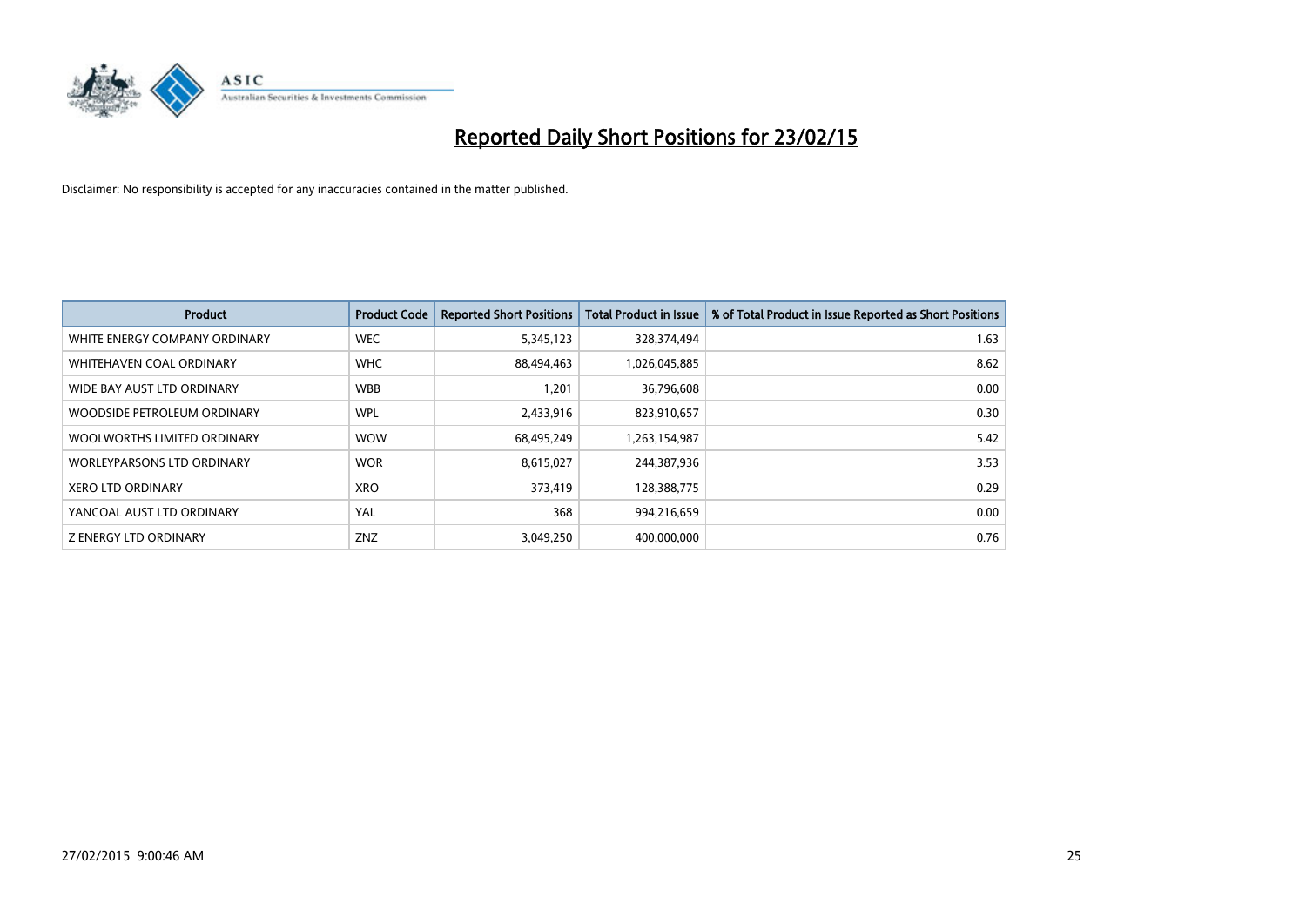# Reported Daily Short Positions for 23/02/15

Disclaimer: No responsibility is accepted for any inaccuracies contained in the matter published.

| Product | Product Code | Reported Short Positions | Total Product in Issue | % of Total Product in Issue Reported as Short Positions |
|---|---|---|---|---|
| WHITE ENERGY COMPANY ORDINARY | WEC | 5,345,123 | 328,374,494 | 1.63 |
| WHITEHAVEN COAL ORDINARY | WHC | 88,494,463 | 1,026,045,885 | 8.62 |
| WIDE BAY AUST LTD ORDINARY | WBB | 1,201 | 36,796,608 | 0.00 |
| WOODSIDE PETROLEUM ORDINARY | WPL | 2,433,916 | 823,910,657 | 0.30 |
| WOOLWORTHS LIMITED ORDINARY | WOW | 68,495,249 | 1,263,154,987 | 5.42 |
| WORLEYPARSONS LTD ORDINARY | WOR | 8,615,027 | 244,387,936 | 3.53 |
| XERO LTD ORDINARY | XRO | 373,419 | 128,388,775 | 0.29 |
| YANCOAL AUST LTD ORDINARY | YAL | 368 | 994,216,659 | 0.00 |
| Z ENERGY LTD ORDINARY | ZNZ | 3,049,250 | 400,000,000 | 0.76 |